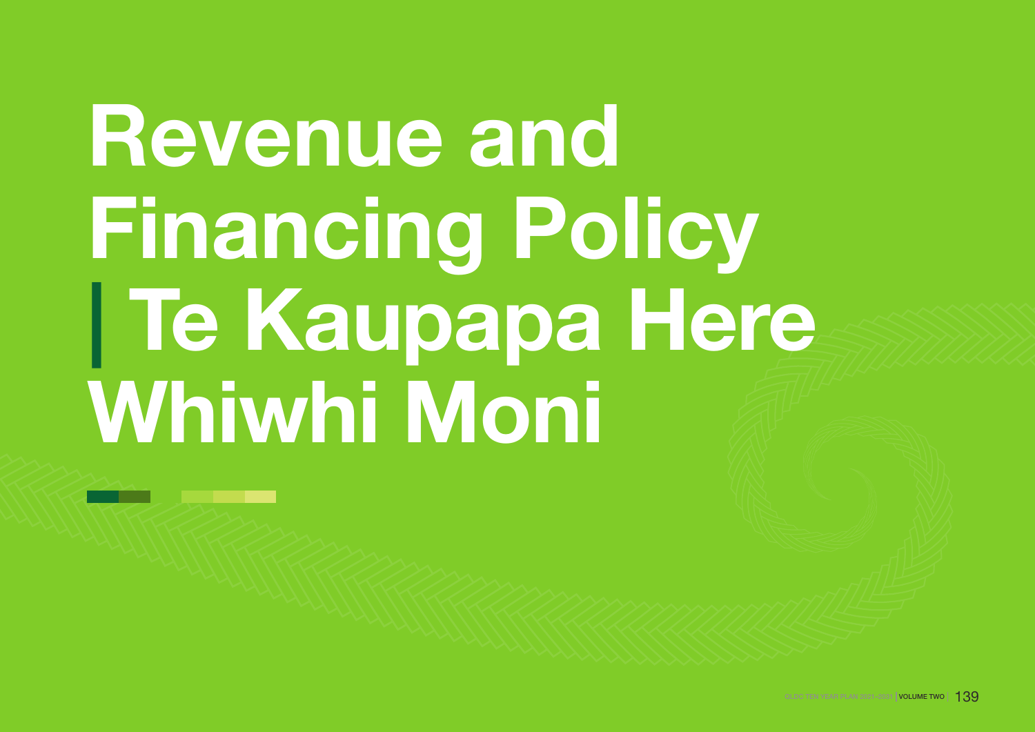# Revenue and Financing Policy | Te Kaupapa Here Whiwhi Moni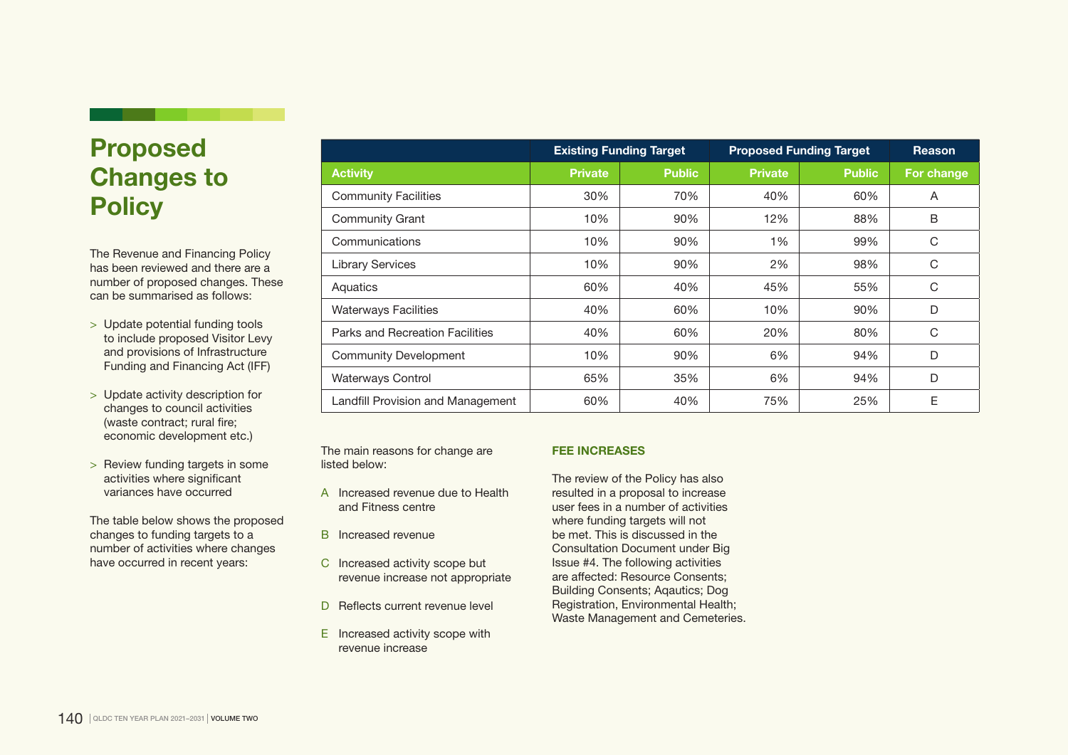# Proposed Changes to Policy

The Revenue and Financing Policy has been reviewed and there are a number of proposed changes. These can be summarised as follows:

> Update potential funding tools to include proposed Visitor Levy and provisions of Infrastructure Funding and Financing Act (IFF)

> Update activity description for changes to council activities (waste contract; rural fire; economic development etc.)

> Review funding targets in some activities where significant variances have occurred

The table below shows the proposed changes to funding targets to a number of activities where changes have occurred in recent years:

| | Existing Funding Target | | Proposed Funding Target | | Reason |
|---|---|---|---|---|---|
| **Activity** | **Private** | **Public** | **Private** | **Public** | **For change** |
| Community Facilities | 30% | 70% | 40% | 60% | A |
| Community Grant | 10% | 90% | 12% | 88% | B |
| Communications | 10% | 90% | 1% | 99% | C |
| Library Services | 10% | 90% | 2% | 98% | C |
| Aquatics | 60% | 40% | 45% | 55% | C |
| Waterways Facilities | 40% | 60% | 10% | 90% | D |
| Parks and Recreation Facilities | 40% | 60% | 20% | 80% | C |
| Community Development | 10% | 90% | 6% | 94% | D |
| Waterways Control | 65% | 35% | 6% | 94% | D |
| Landfill Provision and Management | 60% | 40% | 75% | 25% | E |

The main reasons for change are listed below:

A Increased revenue due to Health and Fitness centre

B Increased revenue

C Increased activity scope but revenue increase not appropriate

D Reflects current revenue level

E Increased activity scope with revenue increase

### FEE INCREASES

The review of the Policy has also resulted in a proposal to increase user fees in a number of activities where funding targets will not be met. This is discussed in the Consultation Document under Big Issue #4. The following activities are affected: Resource Consents; Building Consents; Aqautics; Dog Registration, Environmental Health; Waste Management and Cemeteries.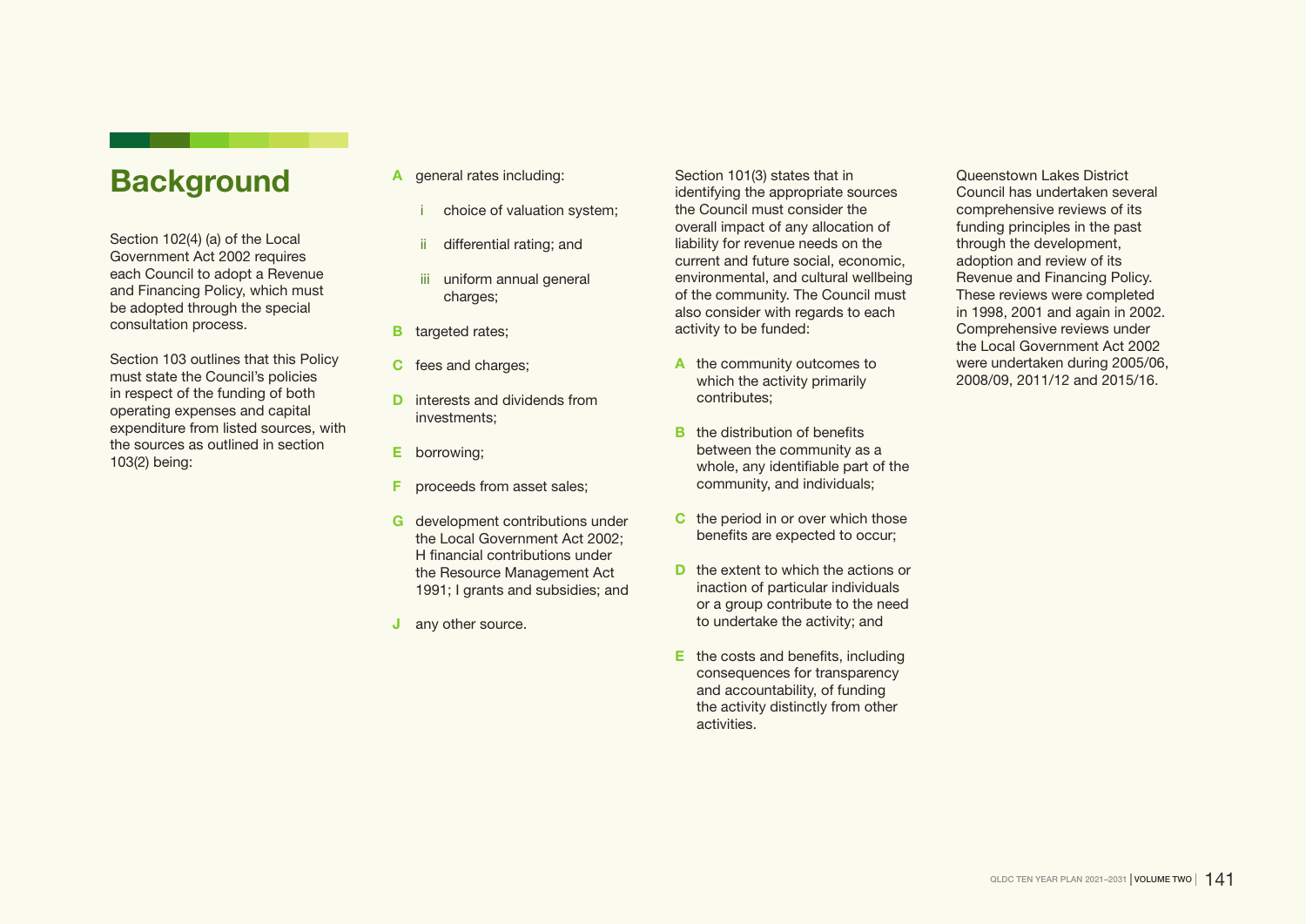# Background

Section 102(4) (a) of the Local Government Act 2002 requires each Council to adopt a Revenue and Financing Policy, which must be adopted through the special consultation process.

Section 103 outlines that this Policy must state the Council's policies in respect of the funding of both operating expenses and capital expenditure from listed sources, with the sources as outlined in section 103(2) being:

- **A** general rates including:
  - i choice of valuation system;
  - ii differential rating; and
  - iii uniform annual general charges;
- **B** targeted rates;
- **C** fees and charges;
- **D** interests and dividends from investments;
- **E** borrowing;
- **F** proceeds from asset sales;
- **G** development contributions under the Local Government Act 2002; H financial contributions under the Resource Management Act 1991; I grants and subsidies; and
- **J** any other source.

Section 101(3) states that in identifying the appropriate sources the Council must consider the overall impact of any allocation of liability for revenue needs on the current and future social, economic, environmental, and cultural wellbeing of the community. The Council must also consider with regards to each activity to be funded:

- **A** the community outcomes to which the activity primarily contributes;
- **B** the distribution of benefits between the community as a whole, any identifiable part of the community, and individuals;
- **C** the period in or over which those benefits are expected to occur;
- **D** the extent to which the actions or inaction of particular individuals or a group contribute to the need to undertake the activity; and
- **E** the costs and benefits, including consequences for transparency and accountability, of funding the activity distinctly from other activities.

Queenstown Lakes District Council has undertaken several comprehensive reviews of its funding principles in the past through the development, adoption and review of its Revenue and Financing Policy. These reviews were completed in 1998, 2001 and again in 2002. Comprehensive reviews under the Local Government Act 2002 were undertaken during 2005/06, 2008/09, 2011/12 and 2015/16.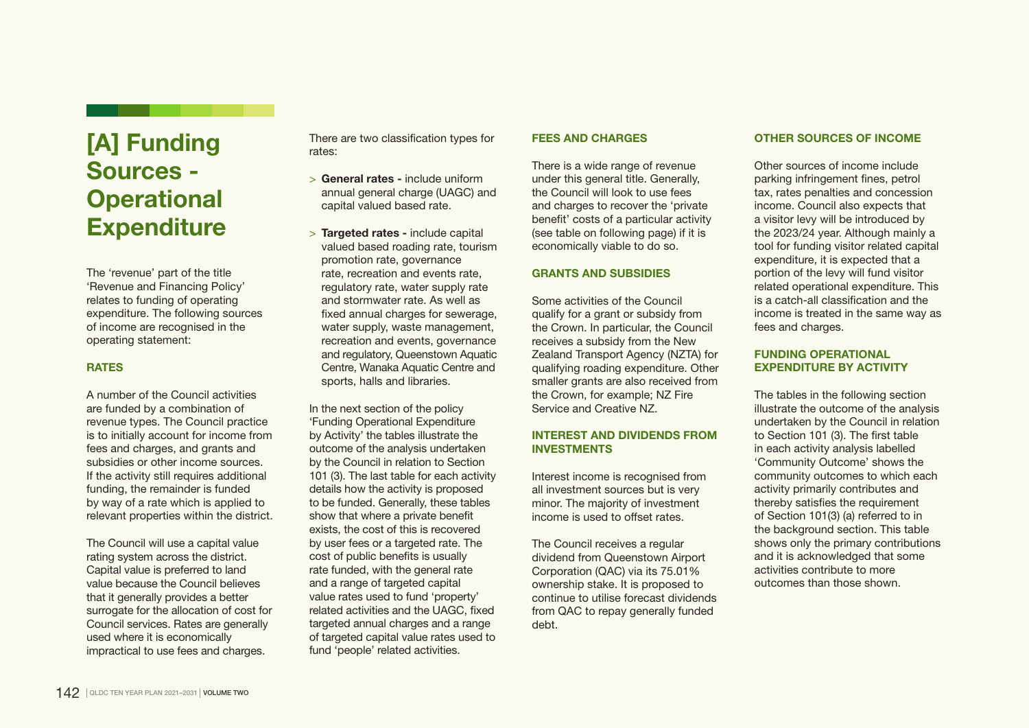# [A] Funding Sources - Operational Expenditure

The 'revenue' part of the title 'Revenue and Financing Policy' relates to funding of operating expenditure. The following sources of income are recognised in the operating statement:

## RATES

A number of the Council activities are funded by a combination of revenue types. The Council practice is to initially account for income from fees and charges, and grants and subsidies or other income sources. If the activity still requires additional funding, the remainder is funded by way of a rate which is applied to relevant properties within the district.

The Council will use a capital value rating system across the district. Capital value is preferred to land value because the Council believes that it generally provides a better surrogate for the allocation of cost for Council services. Rates are generally used where it is economically impractical to use fees and charges.

There are two classification types for rates:

- **General rates -** include uniform annual general charge (UAGC) and capital valued based rate.
- **Targeted rates -** include capital valued based roading rate, tourism promotion rate, governance rate, recreation and events rate, regulatory rate, water supply rate and stormwater rate. As well as fixed annual charges for sewerage, water supply, waste management, recreation and events, governance and regulatory, Queenstown Aquatic Centre, Wanaka Aquatic Centre and sports, halls and libraries.

In the next section of the policy 'Funding Operational Expenditure by Activity' the tables illustrate the outcome of the analysis undertaken by the Council in relation to Section 101 (3). The last table for each activity details how the activity is proposed to be funded. Generally, these tables show that where a private benefit exists, the cost of this is recovered by user fees or a targeted rate. The cost of public benefits is usually rate funded, with the general rate and a range of targeted capital value rates used to fund 'property' related activities and the UAGC, fixed targeted annual charges and a range of targeted capital value rates used to fund 'people' related activities.

## FEES AND CHARGES

There is a wide range of revenue under this general title. Generally, the Council will look to use fees and charges to recover the 'private benefit' costs of a particular activity (see table on following page) if it is economically viable to do so.

## GRANTS AND SUBSIDIES

Some activities of the Council qualify for a grant or subsidy from the Crown. In particular, the Council receives a subsidy from the New Zealand Transport Agency (NZTA) for qualifying roading expenditure. Other smaller grants are also received from the Crown, for example; NZ Fire Service and Creative NZ.

## INTEREST AND DIVIDENDS FROM INVESTMENTS

Interest income is recognised from all investment sources but is very minor. The majority of investment income is used to offset rates.

The Council receives a regular dividend from Queenstown Airport Corporation (QAC) via its 75.01% ownership stake. It is proposed to continue to utilise forecast dividends from QAC to repay generally funded debt.

## OTHER SOURCES OF INCOME

Other sources of income include parking infringement fines, petrol tax, rates penalties and concession income. Council also expects that a visitor levy will be introduced by the 2023/24 year. Although mainly a tool for funding visitor related capital expenditure, it is expected that a portion of the levy will fund visitor related operational expenditure. This is a catch-all classification and the income is treated in the same way as fees and charges.

## FUNDING OPERATIONAL EXPENDITURE BY ACTIVITY

The tables in the following section illustrate the outcome of the analysis undertaken by the Council in relation to Section 101 (3). The first table in each activity analysis labelled 'Community Outcome' shows the community outcomes to which each activity primarily contributes and thereby satisfies the requirement of Section 101(3) (a) referred to in the background section. This table shows only the primary contributions and it is acknowledged that some activities contribute to more outcomes than those shown.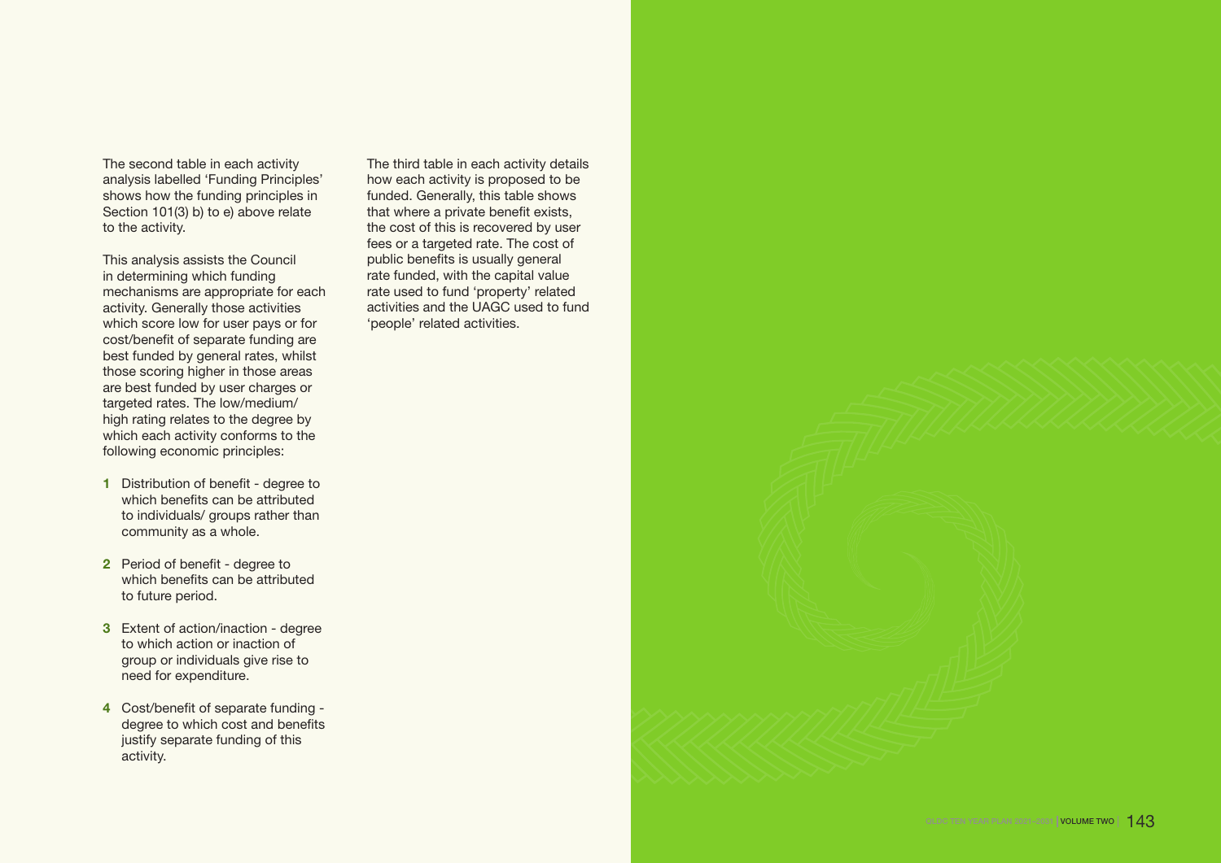The second table in each activity analysis labelled 'Funding Principles' shows how the funding principles in Section 101(3) b) to e) above relate to the activity.

This analysis assists the Council in determining which funding mechanisms are appropriate for each activity. Generally those activities which score low for user pays or for cost/benefit of separate funding are best funded by general rates, whilst those scoring higher in those areas are best funded by user charges or targeted rates. The low/medium/ high rating relates to the degree by which each activity conforms to the following economic principles:

1. Distribution of benefit - degree to which benefits can be attributed to individuals/ groups rather than community as a whole.
2. Period of benefit - degree to which benefits can be attributed to future period.
3. Extent of action/inaction - degree to which action or inaction of group or individuals give rise to need for expenditure.
4. Cost/benefit of separate funding - degree to which cost and benefits justify separate funding of this activity.

The third table in each activity details how each activity is proposed to be funded. Generally, this table shows that where a private benefit exists, the cost of this is recovered by user fees or a targeted rate. The cost of public benefits is usually general rate funded, with the capital value rate used to fund 'property' related activities and the UAGC used to fund 'people' related activities.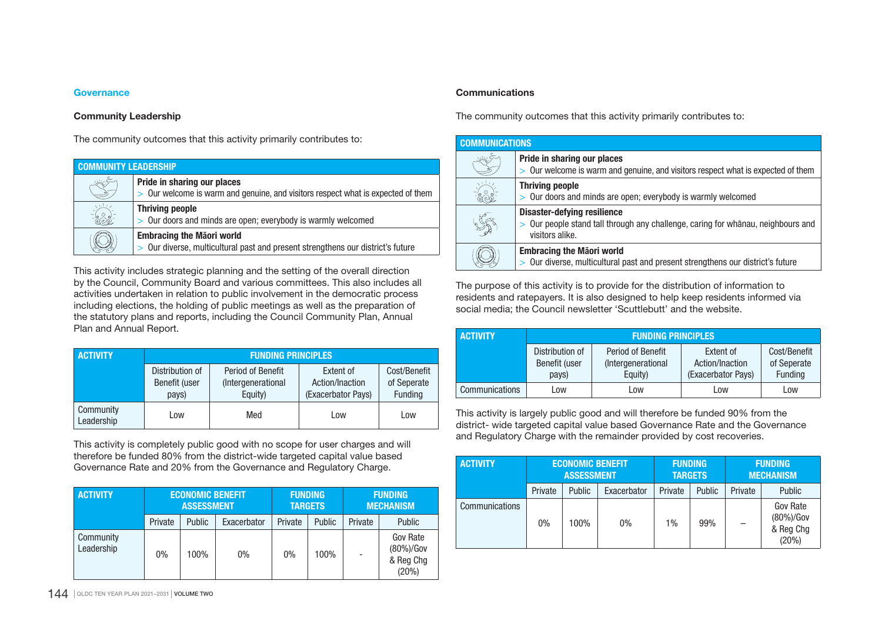## Governance

### Community Leadership

The community outcomes that this activity primarily contributes to:

| COMMUNITY LEADERSHIP | |
|---|---|
| | **Pride in sharing our places**<br>> Our welcome is warm and genuine, and visitors respect what is expected of them |
| | **Thriving people**<br>> Our doors and minds are open; everybody is warmly welcomed |
| | **Embracing the Māori world**<br>> Our diverse, multicultural past and present strengthens our district's future |

This activity includes strategic planning and the setting of the overall direction by the Council, Community Board and various committees. This also includes all activities undertaken in relation to public involvement in the democratic process including elections, the holding of public meetings as well as the preparation of the statutory plans and reports, including the Council Community Plan, Annual Plan and Annual Report.

| ACTIVITY | FUNDING PRINCIPLES | | | |
|---|---|---|---|---|
| | Distribution of Benefit (user pays) | Period of Benefit (Intergenerational Equity) | Extent of Action/Inaction (Exacerbator Pays) | Cost/Benefit of Seperate Funding |
| Community Leadership | Low | Med | Low | Low |

This activity is completely public good with no scope for user charges and will therefore be funded 80% from the district-wide targeted capital value based Governance Rate and 20% from the Governance and Regulatory Charge.

| ACTIVITY | ECONOMIC BENEFIT ASSESSMENT | | | FUNDING TARGETS | | FUNDING MECHANISM | |
|---|---|---|---|---|---|---|---|
| | Private | Public | Exacerbator | Private | Public | Private | Public |
| Community Leadership | 0% | 100% | 0% | 0% | 100% | - | Gov Rate (80%)/Gov & Reg Chg (20%) |

### Communications

The community outcomes that this activity primarily contributes to:

| COMMUNICATIONS | |
|---|---|
| | **Pride in sharing our places**<br>> Our welcome is warm and genuine, and visitors respect what is expected of them |
| | **Thriving people**<br>> Our doors and minds are open; everybody is warmly welcomed |
| | **Disaster-defying resilience**<br>> Our people stand tall through any challenge, caring for whānau, neighbours and visitors alike. |
| | **Embracing the Māori world**<br>> Our diverse, multicultural past and present strengthens our district's future |

The purpose of this activity is to provide for the distribution of information to residents and ratepayers. It is also designed to help keep residents informed via social media; the Council newsletter 'Scuttlebutt' and the website.

| ACTIVITY | FUNDING PRINCIPLES | | | |
|---|---|---|---|---|
| | Distribution of Benefit (user pays) | Period of Benefit (Intergenerational Equity) | Extent of Action/Inaction (Exacerbator Pays) | Cost/Benefit of Seperate Funding |
| Communications | Low | Low | Low | Low |

This activity is largely public good and will therefore be funded 90% from the district- wide targeted capital value based Governance Rate and the Governance and Regulatory Charge with the remainder provided by cost recoveries.

| ACTIVITY | ECONOMIC BENEFIT ASSESSMENT | | | FUNDING TARGETS | | FUNDING MECHANISM | |
|---|---|---|---|---|---|---|---|
| | Private | Public | Exacerbator | Private | Public | Private | Public |
| Communications | 0% | 100% | 0% | 1% | 99% | – | Gov Rate (80%)/Gov & Reg Chg (20%) |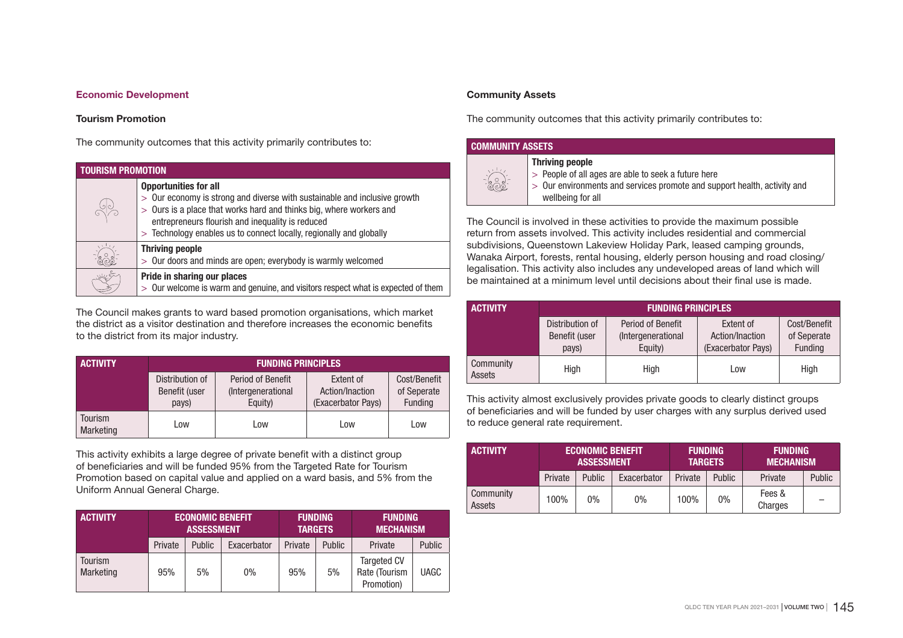## Economic Development

### Tourism Promotion

The community outcomes that this activity primarily contributes to:

| TOURISM PROMOTION | |
|---|---|
| | **Opportunities for all**<br>> Our economy is strong and diverse with sustainable and inclusive growth<br>> Ours is a place that works hard and thinks big, where workers and entrepreneurs flourish and inequality is reduced<br>> Technology enables us to connect locally, regionally and globally |
| | **Thriving people**<br>> Our doors and minds are open; everybody is warmly welcomed |
| | **Pride in sharing our places**<br>> Our welcome is warm and genuine, and visitors respect what is expected of them |

The Council makes grants to ward based promotion organisations, which market the district as a visitor destination and therefore increases the economic benefits to the district from its major industry.

| ACTIVITY | FUNDING PRINCIPLES | | | |
|---|---|---|---|---|
| | Distribution of Benefit (user pays) | Period of Benefit (Intergenerational Equity) | Extent of Action/Inaction (Exacerbator Pays) | Cost/Benefit of Seperate Funding |
| Tourism Marketing | Low | Low | Low | Low |

This activity exhibits a large degree of private benefit with a distinct group of beneficiaries and will be funded 95% from the Targeted Rate for Tourism Promotion based on capital value and applied on a ward basis, and 5% from the Uniform Annual General Charge.

| ACTIVITY | ECONOMIC BENEFIT ASSESSMENT | | | FUNDING TARGETS | | FUNDING MECHANISM | |
|---|---|---|---|---|---|---|---|
| | Private | Public | Exacerbator | Private | Public | Private | Public |
| Tourism Marketing | 95% | 5% | 0% | 95% | 5% | Targeted CV Rate (Tourism Promotion) | UAGC |

### Community Assets

The community outcomes that this activity primarily contributes to:

| COMMUNITY ASSETS | |
|---|---|
| | **Thriving people**<br>> People of all ages are able to seek a future here<br>> Our environments and services promote and support health, activity and wellbeing for all |

The Council is involved in these activities to provide the maximum possible return from assets involved. This activity includes residential and commercial subdivisions, Queenstown Lakeview Holiday Park, leased camping grounds, Wanaka Airport, forests, rental housing, elderly person housing and road closing/legalisation. This activity also includes any undeveloped areas of land which will be maintained at a minimum level until decisions about their final use is made.

| ACTIVITY | FUNDING PRINCIPLES | | | |
|---|---|---|---|---|
| | Distribution of Benefit (user pays) | Period of Benefit (Intergenerational Equity) | Extent of Action/Inaction (Exacerbator Pays) | Cost/Benefit of Seperate Funding |
| Community Assets | High | High | Low | High |

This activity almost exclusively provides private goods to clearly distinct groups of beneficiaries and will be funded by user charges with any surplus derived used to reduce general rate requirement.

| ACTIVITY | ECONOMIC BENEFIT ASSESSMENT | | | FUNDING TARGETS | | FUNDING MECHANISM | |
|---|---|---|---|---|---|---|---|
| | Private | Public | Exacerbator | Private | Public | Private | Public |
| Community Assets | 100% | 0% | 0% | 100% | 0% | Fees & Charges | – |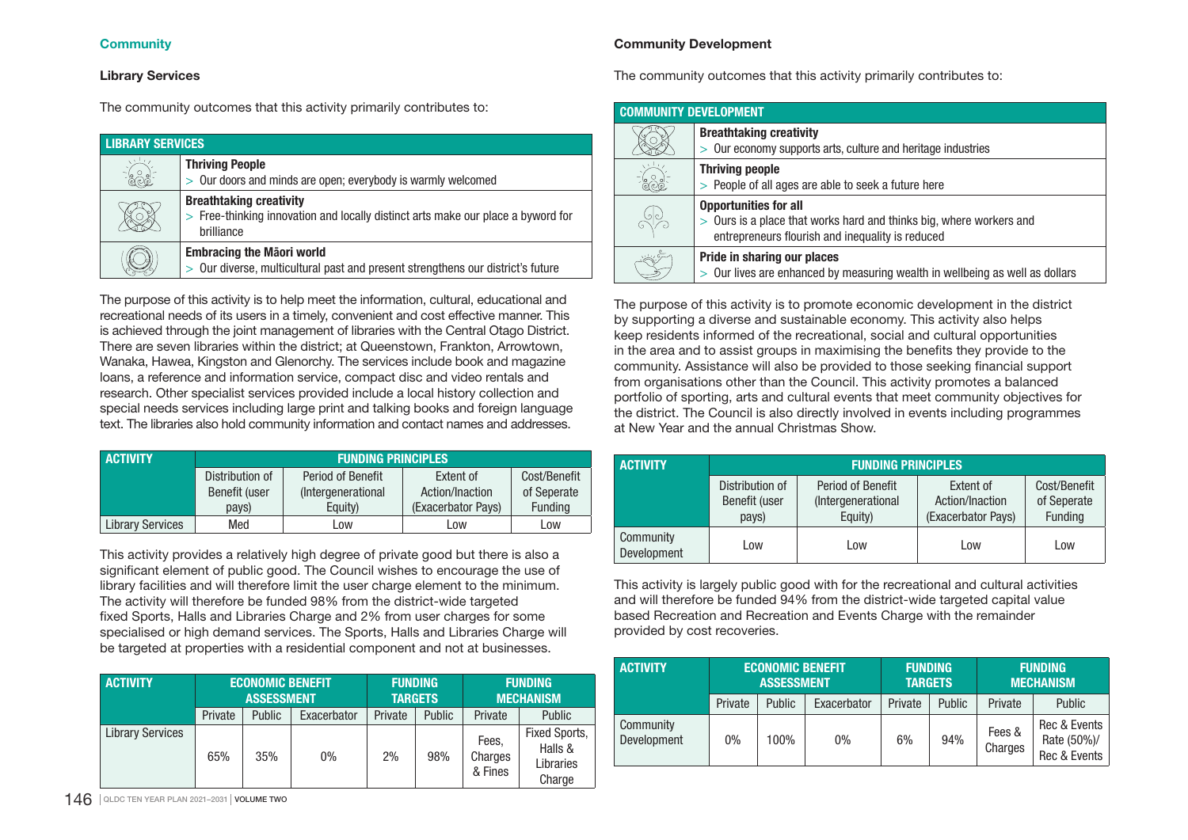## Community

### Library Services

The community outcomes that this activity primarily contributes to:

| LIBRARY SERVICES | |
|---|---|
| | **Thriving People**<br>> Our doors and minds are open; everybody is warmly welcomed |
| | **Breathtaking creativity**<br>> Free-thinking innovation and locally distinct arts make our place a byword for brilliance |
| | **Embracing the Māori world**<br>> Our diverse, multicultural past and present strengthens our district's future |

The purpose of this activity is to help meet the information, cultural, educational and recreational needs of its users in a timely, convenient and cost effective manner. This is achieved through the joint management of libraries with the Central Otago District. There are seven libraries within the district; at Queenstown, Frankton, Arrowtown, Wanaka, Hawea, Kingston and Glenorchy. The services include book and magazine loans, a reference and information service, compact disc and video rentals and research. Other specialist services provided include a local history collection and special needs services including large print and talking books and foreign language text. The libraries also hold community information and contact names and addresses.

| ACTIVITY | FUNDING PRINCIPLES | | | |
|---|---|---|---|---|
| | Distribution of Benefit (user pays) | Period of Benefit (Intergenerational Equity) | Extent of Action/Inaction (Exacerbator Pays) | Cost/Benefit of Seperate Funding |
| Library Services | Med | Low | Low | Low |

This activity provides a relatively high degree of private good but there is also a significant element of public good. The Council wishes to encourage the use of library facilities and will therefore limit the user charge element to the minimum. The activity will therefore be funded 98% from the district-wide targeted fixed Sports, Halls and Libraries Charge and 2% from user charges for some specialised or high demand services. The Sports, Halls and Libraries Charge will be targeted at properties with a residential component and not at businesses.

| ACTIVITY | ECONOMIC BENEFIT ASSESSMENT | | | FUNDING TARGETS | | FUNDING MECHANISM | |
|---|---|---|---|---|---|---|---|
| | Private | Public | Exacerbator | Private | Public | Private | Public |
| Library Services | 65% | 35% | 0% | 2% | 98% | Fees, Charges & Fines | Fixed Sports, Halls & Libraries Charge |

### Community Development

The community outcomes that this activity primarily contributes to:

| COMMUNITY DEVELOPMENT | |
|---|---|
| | **Breathtaking creativity**<br>> Our economy supports arts, culture and heritage industries |
| | **Thriving people**<br>> People of all ages are able to seek a future here |
| | **Opportunities for all**<br>> Ours is a place that works hard and thinks big, where workers and entrepreneurs flourish and inequality is reduced |
| | **Pride in sharing our places**<br>> Our lives are enhanced by measuring wealth in wellbeing as well as dollars |

The purpose of this activity is to promote economic development in the district by supporting a diverse and sustainable economy. This activity also helps keep residents informed of the recreational, social and cultural opportunities in the area and to assist groups in maximising the benefits they provide to the community. Assistance will also be provided to those seeking financial support from organisations other than the Council. This activity promotes a balanced portfolio of sporting, arts and cultural events that meet community objectives for the district. The Council is also directly involved in events including programmes at New Year and the annual Christmas Show.

| ACTIVITY | FUNDING PRINCIPLES | | | |
|---|---|---|---|---|
| | Distribution of Benefit (user pays) | Period of Benefit (Intergenerational Equity) | Extent of Action/Inaction (Exacerbator Pays) | Cost/Benefit of Seperate Funding |
| Community Development | Low | Low | Low | Low |

This activity is largely public good with for the recreational and cultural activities and will therefore be funded 94% from the district-wide targeted capital value based Recreation and Recreation and Events Charge with the remainder provided by cost recoveries.

| ACTIVITY | ECONOMIC BENEFIT ASSESSMENT | | | FUNDING TARGETS | | FUNDING MECHANISM | |
|---|---|---|---|---|---|---|---|
| | Private | Public | Exacerbator | Private | Public | Private | Public |
| Community Development | 0% | 100% | 0% | 6% | 94% | Fees & Charges | Rec & Events Rate (50%)/ Rec & Events |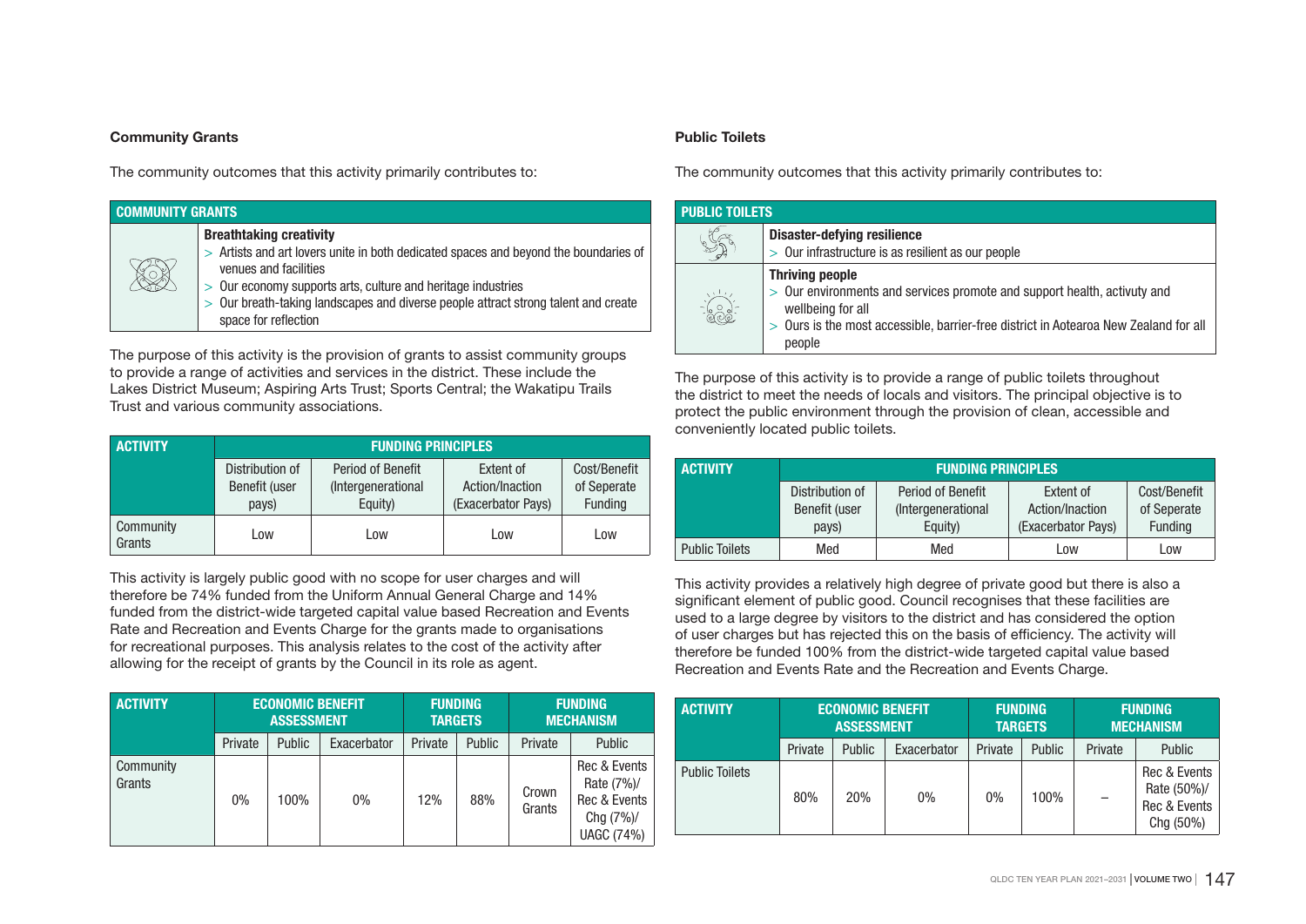### Community Grants

The community outcomes that this activity primarily contributes to:

| COMMUNITY GRANTS | |
|---|---|
| | **Breathtaking creativity**<br>> Artists and art lovers unite in both dedicated spaces and beyond the boundaries of venues and facilities<br>> Our economy supports arts, culture and heritage industries<br>> Our breath-taking landscapes and diverse people attract strong talent and create space for reflection |

The purpose of this activity is the provision of grants to assist community groups to provide a range of activities and services in the district. These include the Lakes District Museum; Aspiring Arts Trust; Sports Central; the Wakatipu Trails Trust and various community associations.

| ACTIVITY | FUNDING PRINCIPLES | | | |
|---|---|---|---|---|
| | Distribution of Benefit (user pays) | Period of Benefit (Intergenerational Equity) | Extent of Action/Inaction (Exacerbator Pays) | Cost/Benefit of Seperate Funding |
| Community Grants | Low | Low | Low | Low |

This activity is largely public good with no scope for user charges and will therefore be 74% funded from the Uniform Annual General Charge and 14% funded from the district-wide targeted capital value based Recreation and Events Rate and Recreation and Events Charge for the grants made to organisations for recreational purposes. This analysis relates to the cost of the activity after allowing for the receipt of grants by the Council in its role as agent.

| ACTIVITY | ECONOMIC BENEFIT ASSESSMENT | | | FUNDING TARGETS | | FUNDING MECHANISM | |
|---|---|---|---|---|---|---|---|
| | Private | Public | Exacerbator | Private | Public | Private | Public |
| Community Grants | 0% | 100% | 0% | 12% | 88% | Crown Grants | Rec & Events Rate (7%)/ Rec & Events Chg (7%)/ UAGC (74%) |

### Public Toilets

The community outcomes that this activity primarily contributes to:

| PUBLIC TOILETS | |
|---|---|
| | **Disaster-defying resilience**<br>> Our infrastructure is as resilient as our people |
| | **Thriving people**<br>> Our environments and services promote and support health, activuty and wellbeing for all<br>> Ours is the most accessible, barrier-free district in Aotearoa New Zealand for all people |

The purpose of this activity is to provide a range of public toilets throughout the district to meet the needs of locals and visitors. The principal objective is to protect the public environment through the provision of clean, accessible and conveniently located public toilets.

| ACTIVITY | FUNDING PRINCIPLES | | | |
|---|---|---|---|---|
| | Distribution of Benefit (user pays) | Period of Benefit (Intergenerational Equity) | Extent of Action/Inaction (Exacerbator Pays) | Cost/Benefit of Seperate Funding |
| Public Toilets | Med | Med | Low | Low |

This activity provides a relatively high degree of private good but there is also a significant element of public good. Council recognises that these facilities are used to a large degree by visitors to the district and has considered the option of user charges but has rejected this on the basis of efficiency. The activity will therefore be funded 100% from the district-wide targeted capital value based Recreation and Events Rate and the Recreation and Events Charge.

| ACTIVITY | ECONOMIC BENEFIT ASSESSMENT | | | FUNDING TARGETS | | FUNDING MECHANISM | |
|---|---|---|---|---|---|---|---|
| | Private | Public | Exacerbator | Private | Public | Private | Public |
| Public Toilets | 80% | 20% | 0% | 0% | 100% | – | Rec & Events Rate (50%)/ Rec & Events Chg (50%) |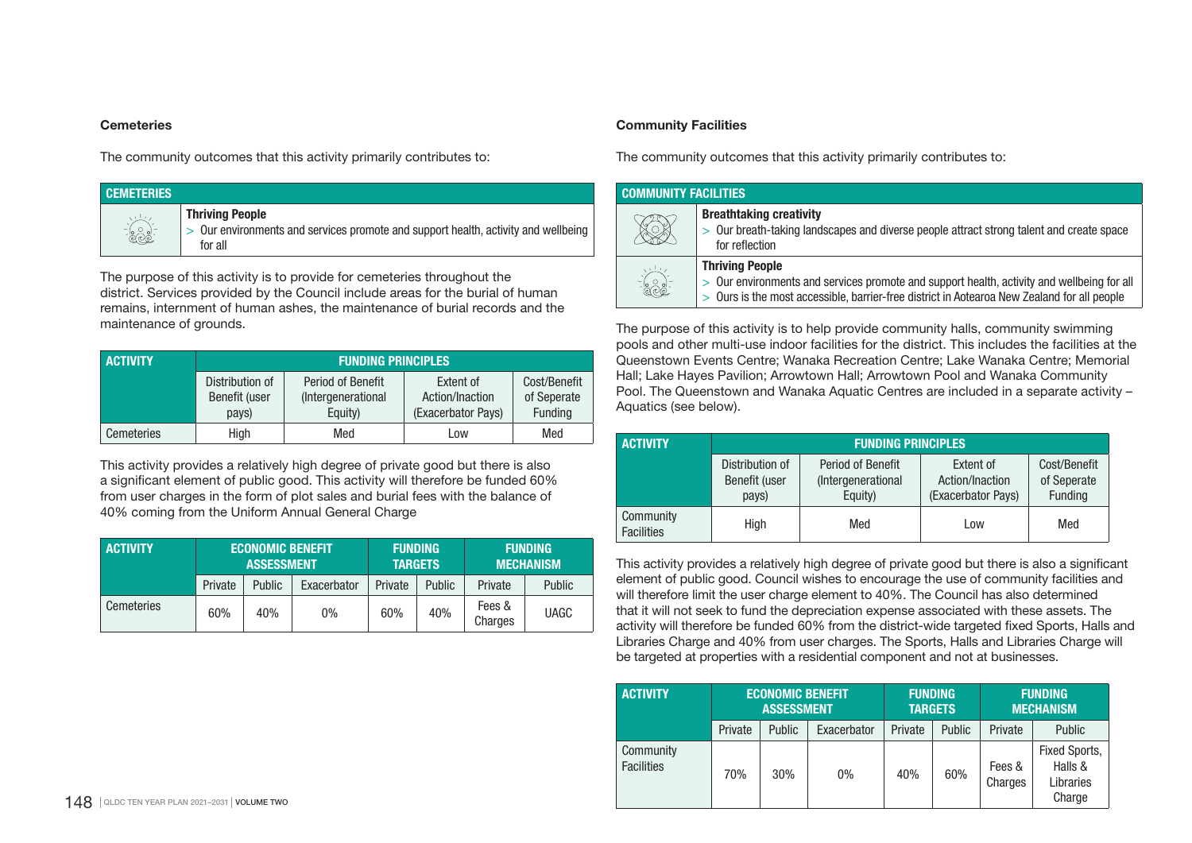### Cemeteries

The community outcomes that this activity primarily contributes to:

| CEMETERIES | |
|---|---|
| | **Thriving People**<br>> Our environments and services promote and support health, activity and wellbeing for all |

The purpose of this activity is to provide for cemeteries throughout the district. Services provided by the Council include areas for the burial of human remains, internment of human ashes, the maintenance of burial records and the maintenance of grounds.

| ACTIVITY | FUNDING PRINCIPLES | | | |
|---|---|---|---|---|
| | Distribution of Benefit (user pays) | Period of Benefit (Intergenerational Equity) | Extent of Action/Inaction (Exacerbator Pays) | Cost/Benefit of Seperate Funding |
| Cemeteries | High | Med | Low | Med |

This activity provides a relatively high degree of private good but there is also a significant element of public good. This activity will therefore be funded 60% from user charges in the form of plot sales and burial fees with the balance of 40% coming from the Uniform Annual General Charge

| ACTIVITY | ECONOMIC BENEFIT ASSESSMENT | | | FUNDING TARGETS | | FUNDING MECHANISM | |
|---|---|---|---|---|---|---|---|
| | Private | Public | Exacerbator | Private | Public | Private | Public |
| Cemeteries | 60% | 40% | 0% | 60% | 40% | Fees & Charges | UAGC |

### Community Facilities

The community outcomes that this activity primarily contributes to:

| COMMUNITY FACILITIES | |
|---|---|
| | **Breathtaking creativity**<br>> Our breath-taking landscapes and diverse people attract strong talent and create space for reflection |
| | **Thriving People**<br>> Our environments and services promote and support health, activity and wellbeing for all<br>> Ours is the most accessible, barrier-free district in Aotearoa New Zealand for all people |

The purpose of this activity is to help provide community halls, community swimming pools and other multi-use indoor facilities for the district. This includes the facilities at the Queenstown Events Centre; Wanaka Recreation Centre; Lake Wanaka Centre; Memorial Hall; Lake Hayes Pavilion; Arrowtown Hall; Arrowtown Pool and Wanaka Community Pool. The Queenstown and Wanaka Aquatic Centres are included in a separate activity – Aquatics (see below).

| ACTIVITY | FUNDING PRINCIPLES | | | |
|---|---|---|---|---|
| | Distribution of Benefit (user pays) | Period of Benefit (Intergenerational Equity) | Extent of Action/Inaction (Exacerbator Pays) | Cost/Benefit of Seperate Funding |
| Community Facilities | High | Med | Low | Med |

This activity provides a relatively high degree of private good but there is also a significant element of public good. Council wishes to encourage the use of community facilities and will therefore limit the user charge element to 40%. The Council has also determined that it will not seek to fund the depreciation expense associated with these assets. The activity will therefore be funded 60% from the district-wide targeted fixed Sports, Halls and Libraries Charge and 40% from user charges. The Sports, Halls and Libraries Charge will be targeted at properties with a residential component and not at businesses.

| ACTIVITY | ECONOMIC BENEFIT ASSESSMENT | | | FUNDING TARGETS | | FUNDING MECHANISM | |
|---|---|---|---|---|---|---|---|
| | Private | Public | Exacerbator | Private | Public | Private | Public |
| Community Facilities | 70% | 30% | 0% | 40% | 60% | Fees & Charges | Fixed Sports, Halls & Libraries Charge |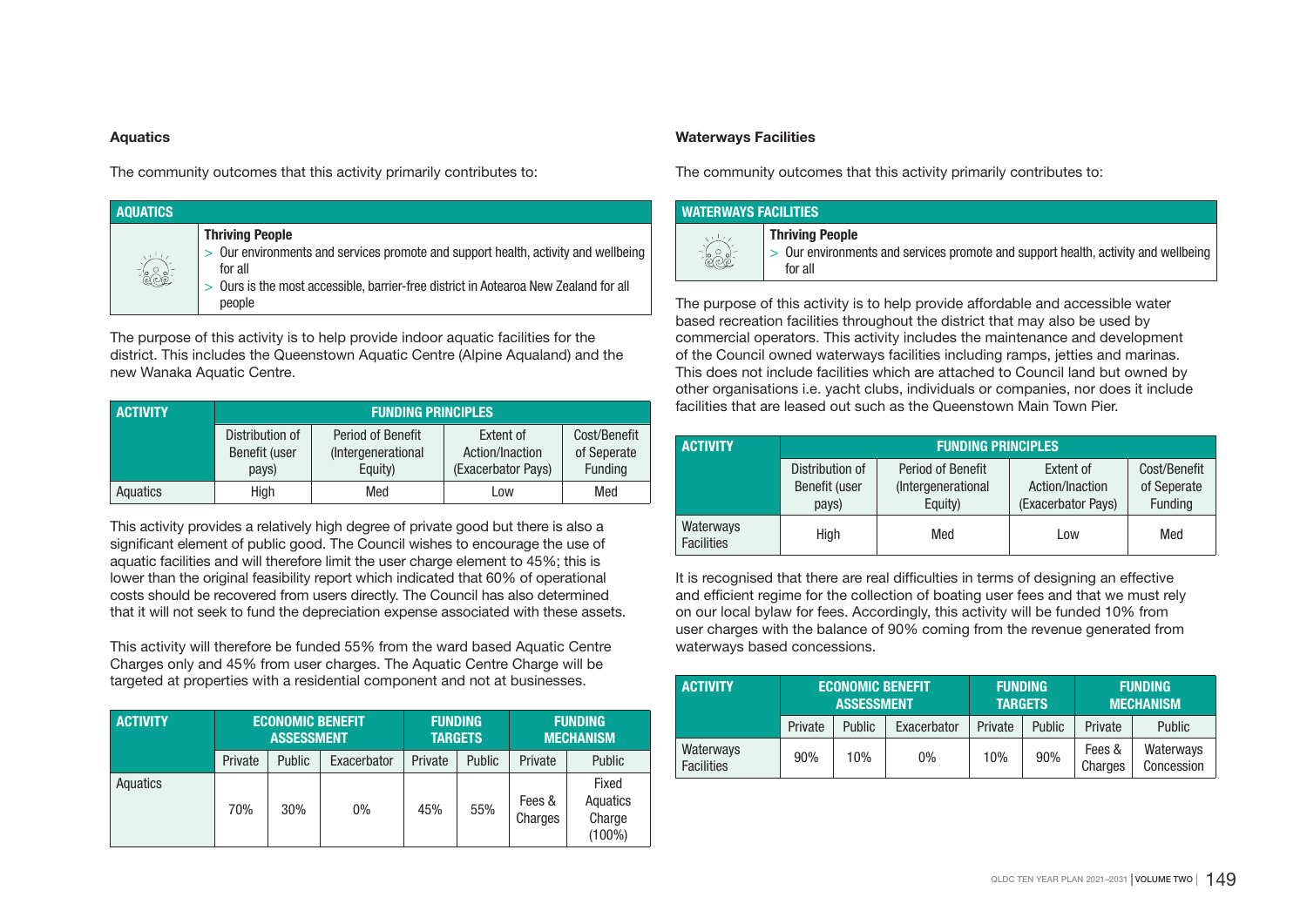### Aquatics

The community outcomes that this activity primarily contributes to:

| AQUATICS | |
|---|---|
| | **Thriving People**<br>> Our environments and services promote and support health, activity and wellbeing for all<br>> Ours is the most accessible, barrier-free district in Aotearoa New Zealand for all people |

The purpose of this activity is to help provide indoor aquatic facilities for the district. This includes the Queenstown Aquatic Centre (Alpine Aqualand) and the new Wanaka Aquatic Centre.

| ACTIVITY | FUNDING PRINCIPLES | | | |
|---|---|---|---|---|
| | Distribution of Benefit (user pays) | Period of Benefit (Intergenerational Equity) | Extent of Action/Inaction (Exacerbator Pays) | Cost/Benefit of Seperate Funding |
| Aquatics | High | Med | Low | Med |

This activity provides a relatively high degree of private good but there is also a significant element of public good. The Council wishes to encourage the use of aquatic facilities and will therefore limit the user charge element to 45%; this is lower than the original feasibility report which indicated that 60% of operational costs should be recovered from users directly. The Council has also determined that it will not seek to fund the depreciation expense associated with these assets.

This activity will therefore be funded 55% from the ward based Aquatic Centre Charges only and 45% from user charges. The Aquatic Centre Charge will be targeted at properties with a residential component and not at businesses.

| ACTIVITY | ECONOMIC BENEFIT ASSESSMENT | | | FUNDING TARGETS | | FUNDING MECHANISM | |
|---|---|---|---|---|---|---|---|
| | Private | Public | Exacerbator | Private | Public | Private | Public |
| Aquatics | 70% | 30% | 0% | 45% | 55% | Fees & Charges | Fixed Aquatics Charge (100%) |

### Waterways Facilities

The community outcomes that this activity primarily contributes to:

| WATERWAYS FACILITIES | |
|---|---|
| | **Thriving People**<br>> Our environments and services promote and support health, activity and wellbeing for all |

The purpose of this activity is to help provide affordable and accessible water based recreation facilities throughout the district that may also be used by commercial operators. This activity includes the maintenance and development of the Council owned waterways facilities including ramps, jetties and marinas. This does not include facilities which are attached to Council land but owned by other organisations i.e. yacht clubs, individuals or companies, nor does it include facilities that are leased out such as the Queenstown Main Town Pier.

| ACTIVITY | FUNDING PRINCIPLES | | | |
|---|---|---|---|---|
| | Distribution of Benefit (user pays) | Period of Benefit (Intergenerational Equity) | Extent of Action/Inaction (Exacerbator Pays) | Cost/Benefit of Seperate Funding |
| Waterways Facilities | High | Med | Low | Med |

It is recognised that there are real difficulties in terms of designing an effective and efficient regime for the collection of boating user fees and that we must rely on our local bylaw for fees. Accordingly, this activity will be funded 10% from user charges with the balance of 90% coming from the revenue generated from waterways based concessions.

| ACTIVITY | ECONOMIC BENEFIT ASSESSMENT | | | FUNDING TARGETS | | FUNDING MECHANISM | |
|---|---|---|---|---|---|---|---|
| | Private | Public | Exacerbator | Private | Public | Private | Public |
| Waterways Facilities | 90% | 10% | 0% | 10% | 90% | Fees & Charges | Waterways Concession |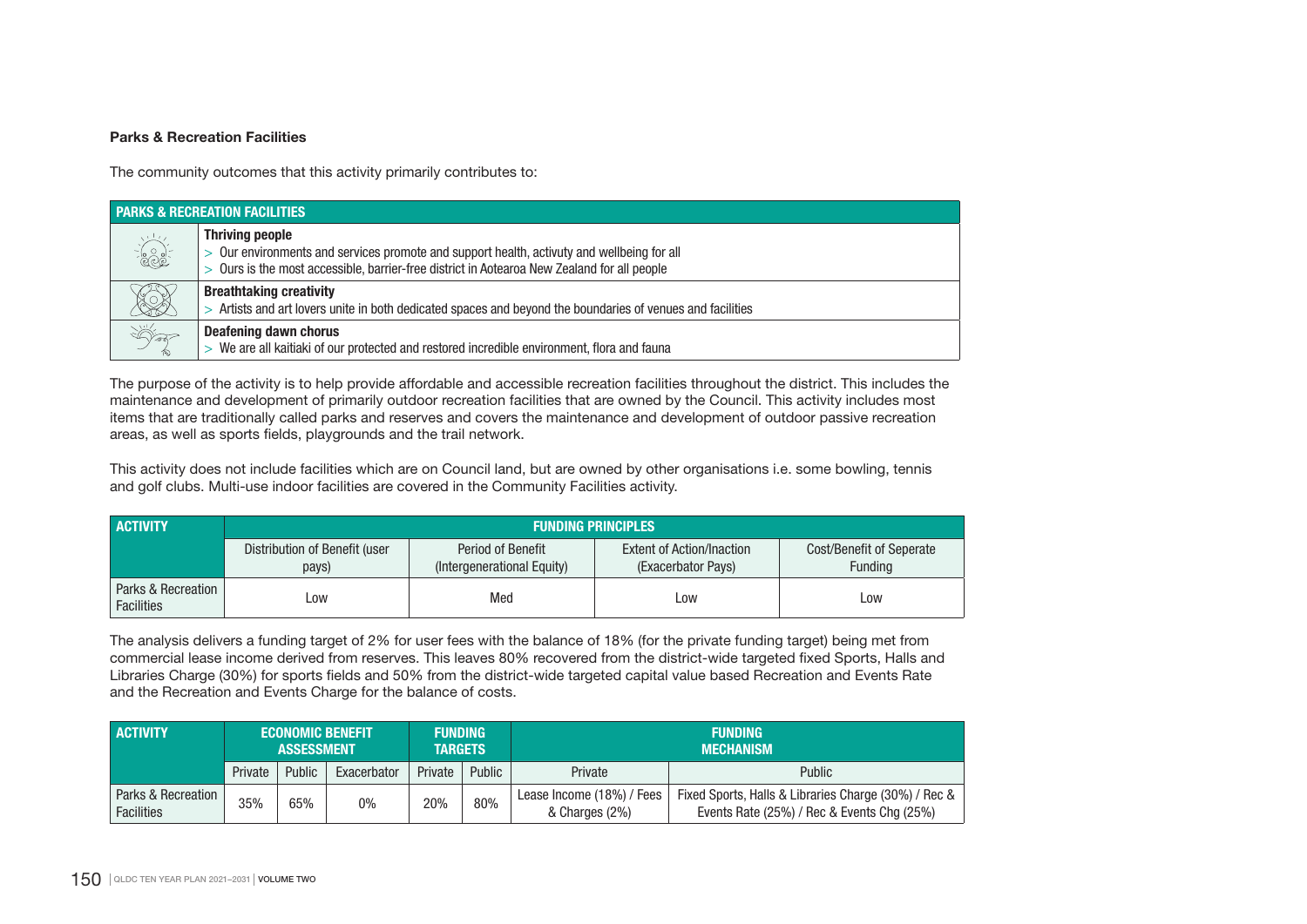**Parks & Recreation Facilities**

The community outcomes that this activity primarily contributes to:

| PARKS & RECREATION FACILITIES | |
|---|---|
| | **Thriving people**<br>> Our environments and services promote and support health, activuty and wellbeing for all<br>> Ours is the most accessible, barrier-free district in Aotearoa New Zealand for all people |
| | **Breathtaking creativity**<br>> Artists and art lovers unite in both dedicated spaces and beyond the boundaries of venues and facilities |
| | **Deafening dawn chorus**<br>> We are all kaitiaki of our protected and restored incredible environment, flora and fauna |

The purpose of the activity is to help provide affordable and accessible recreation facilities throughout the district. This includes the maintenance and development of primarily outdoor recreation facilities that are owned by the Council. This activity includes most items that are traditionally called parks and reserves and covers the maintenance and development of outdoor passive recreation areas, as well as sports fields, playgrounds and the trail network.

This activity does not include facilities which are on Council land, but are owned by other organisations i.e. some bowling, tennis and golf clubs. Multi-use indoor facilities are covered in the Community Facilities activity.

| ACTIVITY | FUNDING PRINCIPLES | | | |
|---|---|---|---|---|
| | Distribution of Benefit (user pays) | Period of Benefit (Intergenerational Equity) | Extent of Action/Inaction (Exacerbator Pays) | Cost/Benefit of Seperate Funding |
| Parks & Recreation Facilities | Low | Med | Low | Low |

The analysis delivers a funding target of 2% for user fees with the balance of 18% (for the private funding target) being met from commercial lease income derived from reserves. This leaves 80% recovered from the district-wide targeted fixed Sports, Halls and Libraries Charge (30%) for sports fields and 50% from the district-wide targeted capital value based Recreation and Events Rate and the Recreation and Events Charge for the balance of costs.

| ACTIVITY | ECONOMIC BENEFIT ASSESSMENT | | | FUNDING TARGETS | | FUNDING MECHANISM | |
|---|---|---|---|---|---|---|---|
| | Private | Public | Exacerbator | Private | Public | Private | Public |
| Parks & Recreation Facilities | 35% | 65% | 0% | 20% | 80% | Lease Income (18%) / Fees & Charges (2%) | Fixed Sports, Halls & Libraries Charge (30%) / Rec & Events Rate (25%) / Rec & Events Chg (25%) |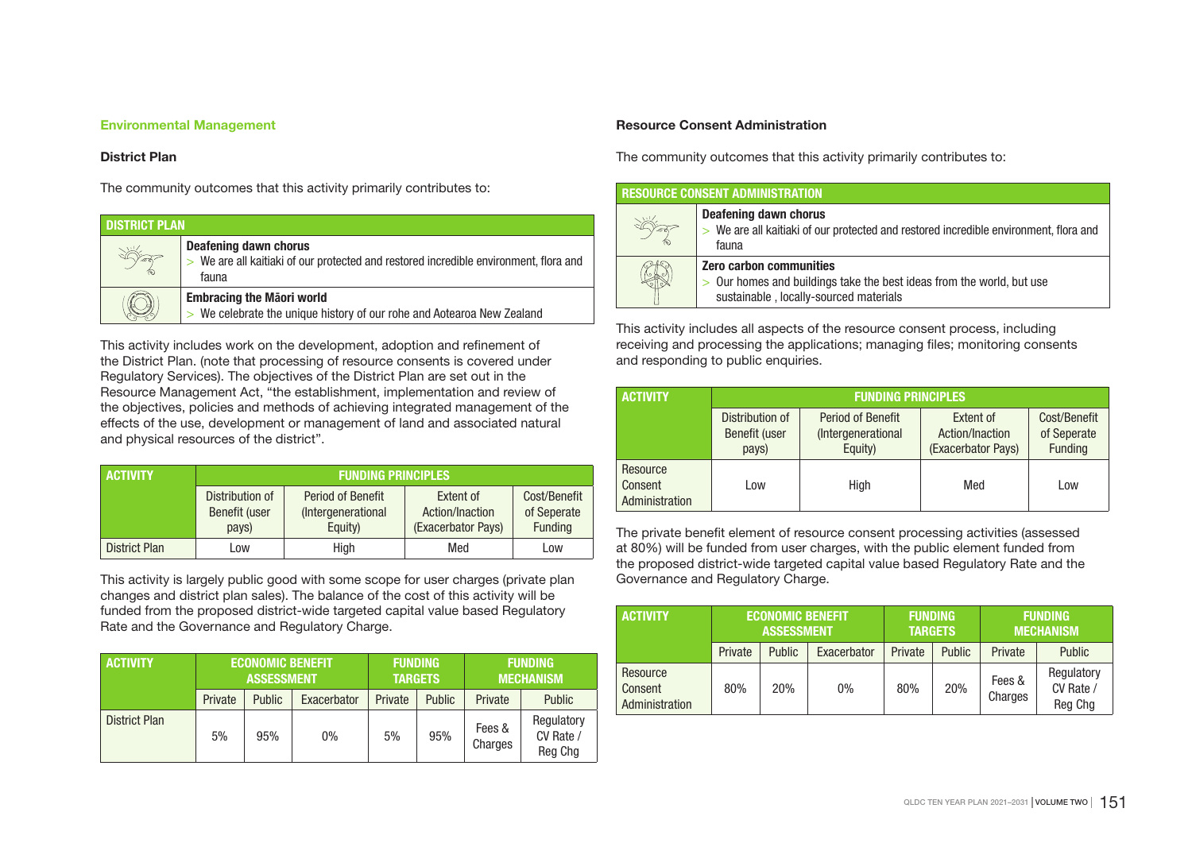## Environmental Management

### District Plan

The community outcomes that this activity primarily contributes to:

| DISTRICT PLAN | |
|---|---|
| | **Deafening dawn chorus**<br>> We are all kaitiaki of our protected and restored incredible environment, flora and fauna |
| | **Embracing the Māori world**<br>> We celebrate the unique history of our rohe and Aotearoa New Zealand |

This activity includes work on the development, adoption and refinement of the District Plan. (note that processing of resource consents is covered under Regulatory Services). The objectives of the District Plan are set out in the Resource Management Act, "the establishment, implementation and review of the objectives, policies and methods of achieving integrated management of the effects of the use, development or management of land and associated natural and physical resources of the district".

| ACTIVITY | FUNDING PRINCIPLES | | | |
|---|---|---|---|---|
| | Distribution of Benefit (user pays) | Period of Benefit (Intergenerational Equity) | Extent of Action/Inaction (Exacerbator Pays) | Cost/Benefit of Seperate Funding |
| District Plan | Low | High | Med | Low |

This activity is largely public good with some scope for user charges (private plan changes and district plan sales). The balance of the cost of this activity will be funded from the proposed district-wide targeted capital value based Regulatory Rate and the Governance and Regulatory Charge.

| ACTIVITY | ECONOMIC BENEFIT ASSESSMENT | | | FUNDING TARGETS | | FUNDING MECHANISM | |
|---|---|---|---|---|---|---|---|
| | Private | Public | Exacerbator | Private | Public | Private | Public |
| District Plan | 5% | 95% | 0% | 5% | 95% | Fees & Charges | Regulatory CV Rate / Reg Chg |

### Resource Consent Administration

The community outcomes that this activity primarily contributes to:

| RESOURCE CONSENT ADMINISTRATION | |
|---|---|
| | **Deafening dawn chorus**<br>> We are all kaitiaki of our protected and restored incredible environment, flora and fauna |
| | **Zero carbon communities**<br>> Our homes and buildings take the best ideas from the world, but use sustainable , locally-sourced materials |

This activity includes all aspects of the resource consent process, including receiving and processing the applications; managing files; monitoring consents and responding to public enquiries.

| ACTIVITY | FUNDING PRINCIPLES | | | |
|---|---|---|---|---|
| | Distribution of Benefit (user pays) | Period of Benefit (Intergenerational Equity) | Extent of Action/Inaction (Exacerbator Pays) | Cost/Benefit of Seperate Funding |
| Resource Consent Administration | Low | High | Med | Low |

The private benefit element of resource consent processing activities (assessed at 80%) will be funded from user charges, with the public element funded from the proposed district-wide targeted capital value based Regulatory Rate and the Governance and Regulatory Charge.

| ACTIVITY | ECONOMIC BENEFIT ASSESSMENT | | | FUNDING TARGETS | | FUNDING MECHANISM | |
|---|---|---|---|---|---|---|---|
| | Private | Public | Exacerbator | Private | Public | Private | Public |
| Resource Consent Administration | 80% | 20% | 0% | 80% | 20% | Fees & Charges | Regulatory CV Rate / Reg Chg |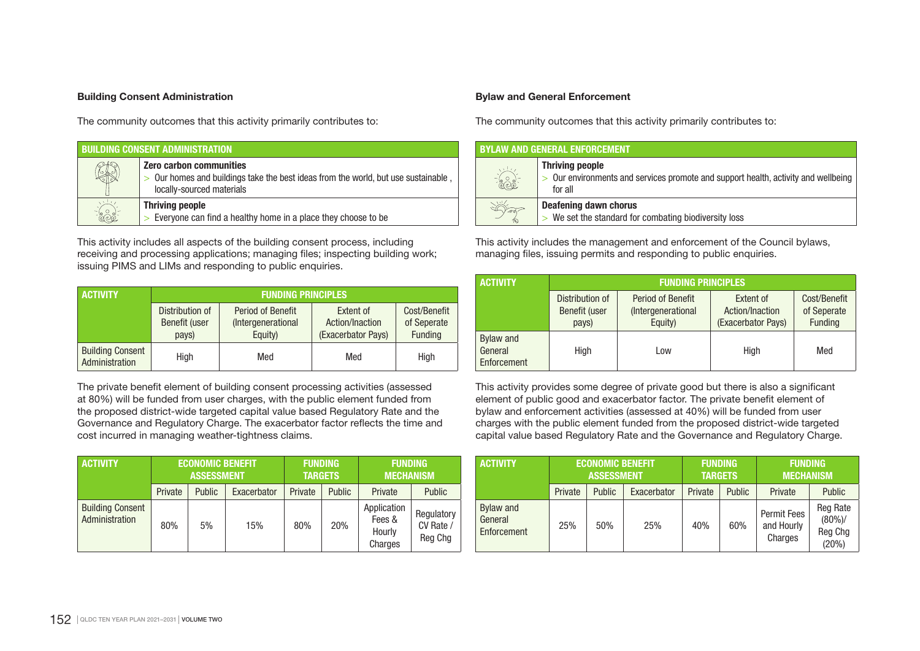### Building Consent Administration

The community outcomes that this activity primarily contributes to:

| BUILDING CONSENT ADMINISTRATION | |
|---|---|
| | **Zero carbon communities**<br>> Our homes and buildings take the best ideas from the world, but use sustainable , locally-sourced materials |
| | **Thriving people**<br>> Everyone can find a healthy home in a place they choose to be |

This activity includes all aspects of the building consent process, including receiving and processing applications; managing files; inspecting building work; issuing PIMS and LIMs and responding to public enquiries.

| ACTIVITY | FUNDING PRINCIPLES | | | |
|---|---|---|---|---|
| | Distribution of Benefit (user pays) | Period of Benefit (Intergenerational Equity) | Extent of Action/Inaction (Exacerbator Pays) | Cost/Benefit of Seperate Funding |
| Building Consent Administration | High | Med | Med | High |

The private benefit element of building consent processing activities (assessed at 80%) will be funded from user charges, with the public element funded from the proposed district-wide targeted capital value based Regulatory Rate and the Governance and Regulatory Charge. The exacerbator factor reflects the time and cost incurred in managing weather-tightness claims.

| ACTIVITY | ECONOMIC BENEFIT ASSESSMENT | | | FUNDING TARGETS | | FUNDING MECHANISM | |
|---|---|---|---|---|---|---|---|
| | Private | Public | Exacerbator | Private | Public | Private | Public |
| Building Consent Administration | 80% | 5% | 15% | 80% | 20% | Application Fees & Hourly Charges | Regulatory CV Rate / Reg Chg |

### Bylaw and General Enforcement

The community outcomes that this activity primarily contributes to:

| BYLAW AND GENERAL ENFORCEMENT | |
|---|---|
| | **Thriving people**<br>> Our environments and services promote and support health, activity and wellbeing for all |
| | **Deafening dawn chorus**<br>> We set the standard for combating biodiversity loss |

This activity includes the management and enforcement of the Council bylaws, managing files, issuing permits and responding to public enquiries.

| ACTIVITY | FUNDING PRINCIPLES | | | |
|---|---|---|---|---|
| | Distribution of Benefit (user pays) | Period of Benefit (Intergenerational Equity) | Extent of Action/Inaction (Exacerbator Pays) | Cost/Benefit of Seperate Funding |
| Bylaw and General Enforcement | High | Low | High | Med |

This activity provides some degree of private good but there is also a significant element of public good and exacerbator factor. The private benefit element of bylaw and enforcement activities (assessed at 40%) will be funded from user charges with the public element funded from the proposed district-wide targeted capital value based Regulatory Rate and the Governance and Regulatory Charge.

| ACTIVITY | ECONOMIC BENEFIT ASSESSMENT | | | FUNDING TARGETS | | FUNDING MECHANISM | |
|---|---|---|---|---|---|---|---|
| | Private | Public | Exacerbator | Private | Public | Private | Public |
| Bylaw and General Enforcement | 25% | 50% | 25% | 40% | 60% | Permit Fees and Hourly Charges | Reg Rate (80%)/ Reg Chg (20%) |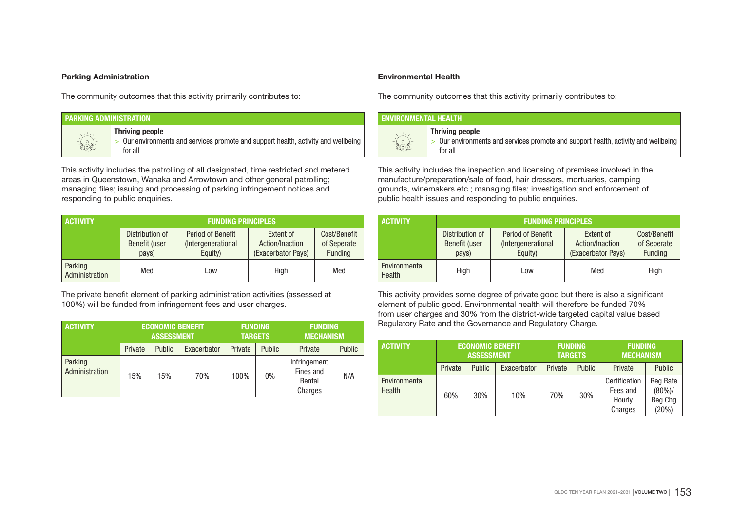### Parking Administration

The community outcomes that this activity primarily contributes to:

| PARKING ADMINISTRATION | |
|---|---|
| | **Thriving people**<br>> Our environments and services promote and support health, activity and wellbeing for all |

This activity includes the patrolling of all designated, time restricted and metered areas in Queenstown, Wanaka and Arrowtown and other general patrolling; managing files; issuing and processing of parking infringement notices and responding to public enquiries.

| ACTIVITY | FUNDING PRINCIPLES | | | |
|---|---|---|---|---|
| | Distribution of Benefit (user pays) | Period of Benefit (Intergenerational Equity) | Extent of Action/Inaction (Exacerbator Pays) | Cost/Benefit of Seperate Funding |
| Parking Administration | Med | Low | High | Med |

The private benefit element of parking administration activities (assessed at 100%) will be funded from infringement fees and user charges.

| ACTIVITY | ECONOMIC BENEFIT ASSESSMENT | | | FUNDING TARGETS | | FUNDING MECHANISM | |
|---|---|---|---|---|---|---|---|
| | Private | Public | Exacerbator | Private | Public | Private | Public |
| Parking Administration | 15% | 15% | 70% | 100% | 0% | Infringement Fines and Rental Charges | N/A |

### Environmental Health

The community outcomes that this activity primarily contributes to:

| ENVIRONMENTAL HEALTH | |
|---|---|
| | **Thriving people**<br>> Our environments and services promote and support health, activity and wellbeing for all |

This activity includes the inspection and licensing of premises involved in the manufacture/preparation/sale of food, hair dressers, mortuaries, camping grounds, winemakers etc.; managing files; investigation and enforcement of public health issues and responding to public enquiries.

| ACTIVITY | FUNDING PRINCIPLES | | | |
|---|---|---|---|---|
| | Distribution of Benefit (user pays) | Period of Benefit (Intergenerational Equity) | Extent of Action/Inaction (Exacerbator Pays) | Cost/Benefit of Seperate Funding |
| Environmental Health | High | Low | Med | High |

This activity provides some degree of private good but there is also a significant element of public good. Environmental health will therefore be funded 70% from user charges and 30% from the district-wide targeted capital value based Regulatory Rate and the Governance and Regulatory Charge.

| ACTIVITY | ECONOMIC BENEFIT ASSESSMENT | | | FUNDING TARGETS | | FUNDING MECHANISM | |
|---|---|---|---|---|---|---|---|
| | Private | Public | Exacerbator | Private | Public | Private | Public |
| Environmental Health | 60% | 30% | 10% | 70% | 30% | Certification Fees and Hourly Charges | Reg Rate (80%)/ Reg Chg (20%) |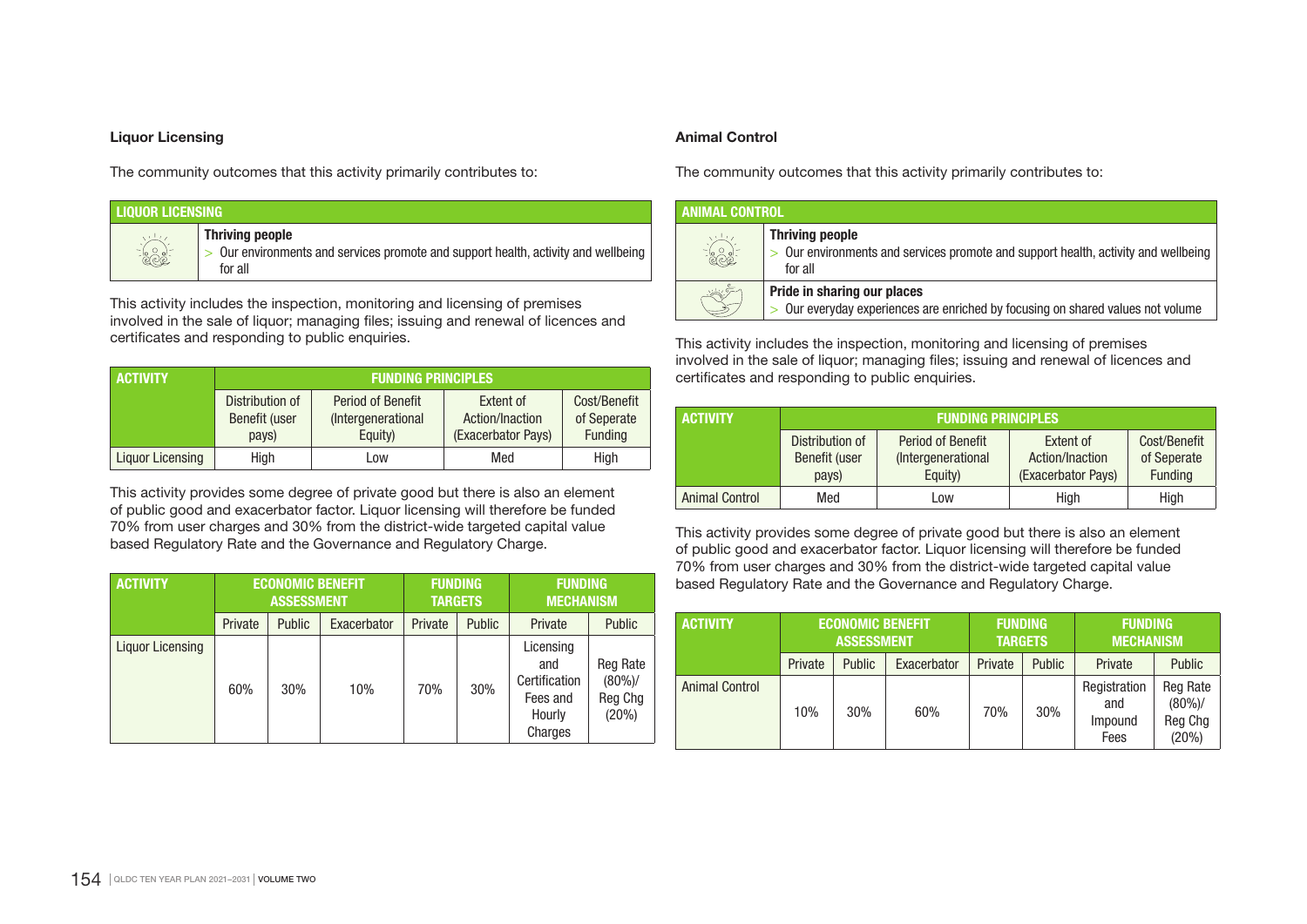### Liquor Licensing

The community outcomes that this activity primarily contributes to:

| LIQUOR LICENSING | |
|---|---|
| | **Thriving people**<br>> Our environments and services promote and support health, activity and wellbeing for all |

This activity includes the inspection, monitoring and licensing of premises involved in the sale of liquor; managing files; issuing and renewal of licences and certificates and responding to public enquiries.

| ACTIVITY | FUNDING PRINCIPLES | | | |
|---|---|---|---|---|
| | Distribution of Benefit (user pays) | Period of Benefit (Intergenerational Equity) | Extent of Action/Inaction (Exacerbator Pays) | Cost/Benefit of Seperate Funding |
| Liquor Licensing | High | Low | Med | High |

This activity provides some degree of private good but there is also an element of public good and exacerbator factor. Liquor licensing will therefore be funded 70% from user charges and 30% from the district-wide targeted capital value based Regulatory Rate and the Governance and Regulatory Charge.

| ACTIVITY | ECONOMIC BENEFIT ASSESSMENT | | | FUNDING TARGETS | | FUNDING MECHANISM | |
|---|---|---|---|---|---|---|---|
| | Private | Public | Exacerbator | Private | Public | Private | Public |
| Liquor Licensing | 60% | 30% | 10% | 70% | 30% | Licensing and Certification Fees and Hourly Charges | Reg Rate (80%)/ Reg Chg (20%) |

### Animal Control

The community outcomes that this activity primarily contributes to:

| ANIMAL CONTROL | |
|---|---|
| | **Thriving people**<br>> Our environments and services promote and support health, activity and wellbeing for all |
| | **Pride in sharing our places**<br>> Our everyday experiences are enriched by focusing on shared values not volume |

This activity includes the inspection, monitoring and licensing of premises involved in the sale of liquor; managing files; issuing and renewal of licences and certificates and responding to public enquiries.

| ACTIVITY | FUNDING PRINCIPLES | | | |
|---|---|---|---|---|
| | Distribution of Benefit (user pays) | Period of Benefit (Intergenerational Equity) | Extent of Action/Inaction (Exacerbator Pays) | Cost/Benefit of Seperate Funding |
| Animal Control | Med | Low | High | High |

This activity provides some degree of private good but there is also an element of public good and exacerbator factor. Liquor licensing will therefore be funded 70% from user charges and 30% from the district-wide targeted capital value based Regulatory Rate and the Governance and Regulatory Charge.

| ACTIVITY | ECONOMIC BENEFIT ASSESSMENT | | | FUNDING TARGETS | | FUNDING MECHANISM | |
|---|---|---|---|---|---|---|---|
| | Private | Public | Exacerbator | Private | Public | Private | Public |
| Animal Control | 10% | 30% | 60% | 70% | 30% | Registration and Impound Fees | Reg Rate (80%)/ Reg Chg (20%) |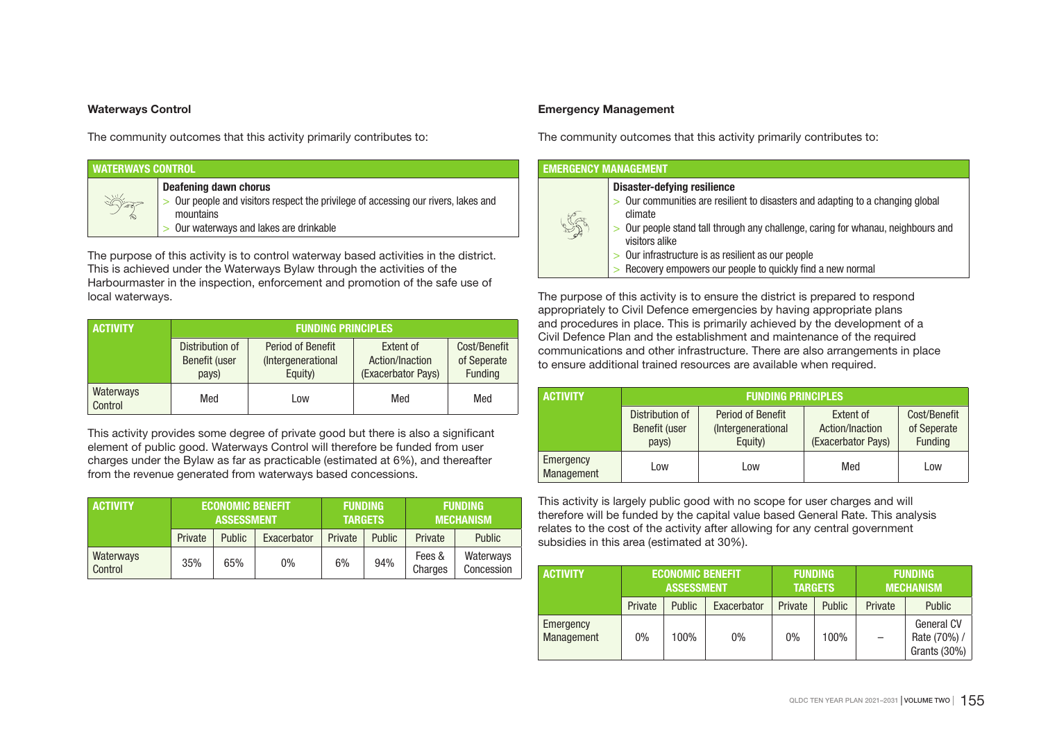### Waterways Control

The community outcomes that this activity primarily contributes to:

| WATERWAYS CONTROL | |
|---|---|
| | **Deafening dawn chorus**<br>> Our people and visitors respect the privilege of accessing our rivers, lakes and mountains<br>> Our waterways and lakes are drinkable |

The purpose of this activity is to control waterway based activities in the district. This is achieved under the Waterways Bylaw through the activities of the Harbourmaster in the inspection, enforcement and promotion of the safe use of local waterways.

| ACTIVITY | FUNDING PRINCIPLES | | | |
|---|---|---|---|---|
| | Distribution of Benefit (user pays) | Period of Benefit (Intergenerational Equity) | Extent of Action/Inaction (Exacerbator Pays) | Cost/Benefit of Seperate Funding |
| Waterways Control | Med | Low | Med | Med |

This activity provides some degree of private good but there is also a significant element of public good. Waterways Control will therefore be funded from user charges under the Bylaw as far as practicable (estimated at 6%), and thereafter from the revenue generated from waterways based concessions.

| ACTIVITY | ECONOMIC BENEFIT ASSESSMENT | | | FUNDING TARGETS | | FUNDING MECHANISM | |
|---|---|---|---|---|---|---|---|
| | Private | Public | Exacerbator | Private | Public | Private | Public |
| Waterways Control | 35% | 65% | 0% | 6% | 94% | Fees & Charges | Waterways Concession |

### Emergency Management

The community outcomes that this activity primarily contributes to:

| EMERGENCY MANAGEMENT | |
|---|---|
| | **Disaster-defying resilience**<br>> Our communities are resilient to disasters and adapting to a changing global climate<br>> Our people stand tall through any challenge, caring for whanau, neighbours and visitors alike<br>> Our infrastructure is as resilient as our people<br>> Recovery empowers our people to quickly find a new normal |

The purpose of this activity is to ensure the district is prepared to respond appropriately to Civil Defence emergencies by having appropriate plans and procedures in place. This is primarily achieved by the development of a Civil Defence Plan and the establishment and maintenance of the required communications and other infrastructure. There are also arrangements in place to ensure additional trained resources are available when required.

| ACTIVITY | FUNDING PRINCIPLES | | | |
|---|---|---|---|---|
| | Distribution of Benefit (user pays) | Period of Benefit (Intergenerational Equity) | Extent of Action/Inaction (Exacerbator Pays) | Cost/Benefit of Seperate Funding |
| Emergency Management | Low | Low | Med | Low |

This activity is largely public good with no scope for user charges and will therefore will be funded by the capital value based General Rate. This analysis relates to the cost of the activity after allowing for any central government subsidies in this area (estimated at 30%).

| ACTIVITY | ECONOMIC BENEFIT ASSESSMENT | | | FUNDING TARGETS | | FUNDING MECHANISM | |
|---|---|---|---|---|---|---|---|
| | Private | Public | Exacerbator | Private | Public | Private | Public |
| Emergency Management | 0% | 100% | 0% | 0% | 100% | – | General CV Rate (70%) / Grants (30%) |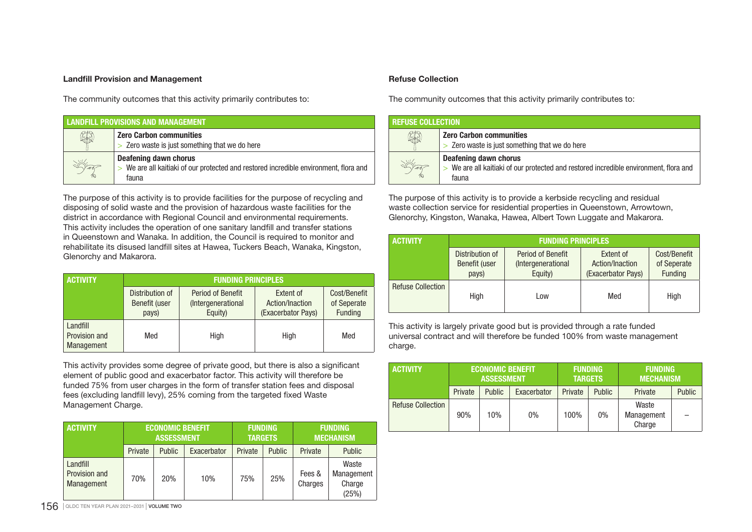### Landfill Provision and Management

The community outcomes that this activity primarily contributes to:

| LANDFILL PROVISIONS AND MANAGEMENT | |
|---|---|
| | **Zero Carbon communities**<br>> Zero waste is just something that we do here |
| | **Deafening dawn chorus**<br>> We are all kaitiaki of our protected and restored incredible environment, flora and fauna |

The purpose of this activity is to provide facilities for the purpose of recycling and disposing of solid waste and the provision of hazardous waste facilities for the district in accordance with Regional Council and environmental requirements. This activity includes the operation of one sanitary landfill and transfer stations in Queenstown and Wanaka. In addition, the Council is required to monitor and rehabilitate its disused landfill sites at Hawea, Tuckers Beach, Wanaka, Kingston, Glenorchy and Makarora.

| ACTIVITY | FUNDING PRINCIPLES | | | |
|---|---|---|---|---|
| | Distribution of Benefit (user pays) | Period of Benefit (Intergenerational Equity) | Extent of Action/Inaction (Exacerbator Pays) | Cost/Benefit of Seperate Funding |
| Landfill Provision and Management | Med | High | High | Med |

This activity provides some degree of private good, but there is also a significant element of public good and exacerbator factor. This activity will therefore be funded 75% from user charges in the form of transfer station fees and disposal fees (excluding landfill levy), 25% coming from the targeted fixed Waste Management Charge.

| ACTIVITY | ECONOMIC BENEFIT ASSESSMENT | | | FUNDING TARGETS | | FUNDING MECHANISM | |
|---|---|---|---|---|---|---|---|
| | Private | Public | Exacerbator | Private | Public | Private | Public |
| Landfill Provision and Management | 70% | 20% | 10% | 75% | 25% | Fees & Charges | Waste Management Charge (25%) |

### Refuse Collection

The community outcomes that this activity primarily contributes to:

| REFUSE COLLECTION | |
|---|---|
| | **Zero Carbon communities**<br>> Zero waste is just something that we do here |
| | **Deafening dawn chorus**<br>> We are all kaitiaki of our protected and restored incredible environment, flora and fauna |

The purpose of this activity is to provide a kerbside recycling and residual waste collection service for residential properties in Queenstown, Arrowtown, Glenorchy, Kingston, Wanaka, Hawea, Albert Town Luggate and Makarora.

| ACTIVITY | FUNDING PRINCIPLES | | | |
|---|---|---|---|---|
| | Distribution of Benefit (user pays) | Period of Benefit (Intergenerational Equity) | Extent of Action/Inaction (Exacerbator Pays) | Cost/Benefit of Seperate Funding |
| Refuse Collection | High | Low | Med | High |

This activity is largely private good but is provided through a rate funded universal contract and will therefore be funded 100% from waste management charge.

| ACTIVITY | ECONOMIC BENEFIT ASSESSMENT | | | FUNDING TARGETS | | FUNDING MECHANISM | |
|---|---|---|---|---|---|---|---|
| | Private | Public | Exacerbator | Private | Public | Private | Public |
| Refuse Collection | 90% | 10% | 0% | 100% | 0% | Waste Management Charge | – |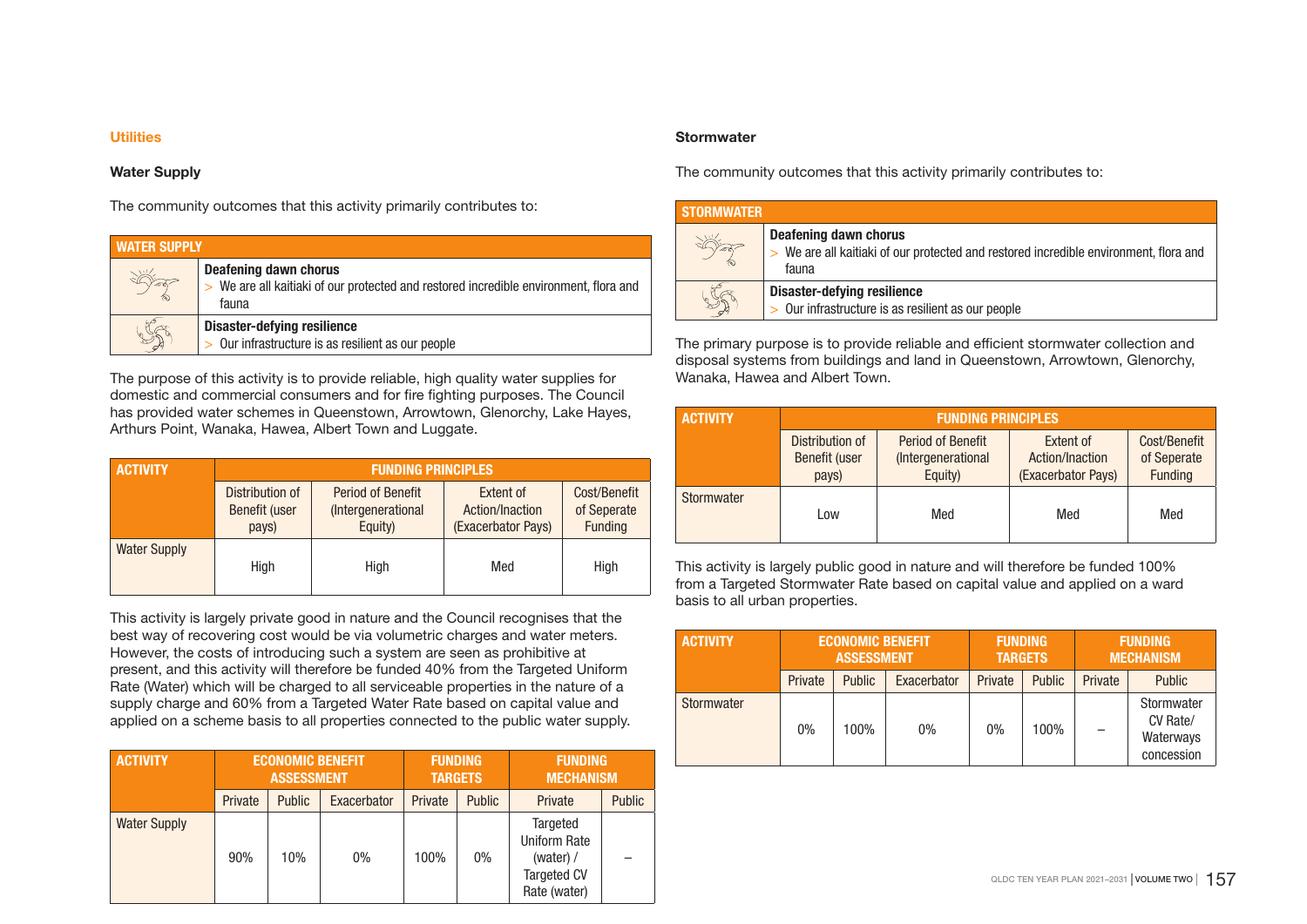## Utilities

### Water Supply

The community outcomes that this activity primarily contributes to:

| WATER SUPPLY | |
|---|---|
| | **Deafening dawn chorus**<br>> We are all kaitiaki of our protected and restored incredible environment, flora and fauna |
| | **Disaster-defying resilience**<br>> Our infrastructure is as resilient as our people |

The purpose of this activity is to provide reliable, high quality water supplies for domestic and commercial consumers and for fire fighting purposes. The Council has provided water schemes in Queenstown, Arrowtown, Glenorchy, Lake Hayes, Arthurs Point, Wanaka, Hawea, Albert Town and Luggate.

| ACTIVITY | FUNDING PRINCIPLES | | | |
|---|---|---|---|---|
| | Distribution of Benefit (user pays) | Period of Benefit (Intergenerational Equity) | Extent of Action/Inaction (Exacerbator Pays) | Cost/Benefit of Seperate Funding |
| Water Supply | High | High | Med | High |

This activity is largely private good in nature and the Council recognises that the best way of recovering cost would be via volumetric charges and water meters. However, the costs of introducing such a system are seen as prohibitive at present, and this activity will therefore be funded 40% from the Targeted Uniform Rate (Water) which will be charged to all serviceable properties in the nature of a supply charge and 60% from a Targeted Water Rate based on capital value and applied on a scheme basis to all properties connected to the public water supply.

| ACTIVITY | ECONOMIC BENEFIT ASSESSMENT | | | FUNDING TARGETS | | FUNDING MECHANISM | |
|---|---|---|---|---|---|---|---|
| | Private | Public | Exacerbator | Private | Public | Private | Public |
| Water Supply | 90% | 10% | 0% | 100% | 0% | Targeted Uniform Rate (water) / Targeted CV Rate (water) | – |

### Stormwater

The community outcomes that this activity primarily contributes to:

| STORMWATER | |
|---|---|
| | **Deafening dawn chorus**<br>> We are all kaitiaki of our protected and restored incredible environment, flora and fauna |
| | **Disaster-defying resilience**<br>> Our infrastructure is as resilient as our people |

The primary purpose is to provide reliable and efficient stormwater collection and disposal systems from buildings and land in Queenstown, Arrowtown, Glenorchy, Wanaka, Hawea and Albert Town.

| ACTIVITY | FUNDING PRINCIPLES | | | |
|---|---|---|---|---|
| | Distribution of Benefit (user pays) | Period of Benefit (Intergenerational Equity) | Extent of Action/Inaction (Exacerbator Pays) | Cost/Benefit of Seperate Funding |
| Stormwater | Low | Med | Med | Med |

This activity is largely public good in nature and will therefore be funded 100% from a Targeted Stormwater Rate based on capital value and applied on a ward basis to all urban properties.

| ACTIVITY | ECONOMIC BENEFIT ASSESSMENT | | | FUNDING TARGETS | | FUNDING MECHANISM | |
|---|---|---|---|---|---|---|---|
| | Private | Public | Exacerbator | Private | Public | Private | Public |
| Stormwater | 0% | 100% | 0% | 0% | 100% | – | Stormwater CV Rate/ Waterways concession |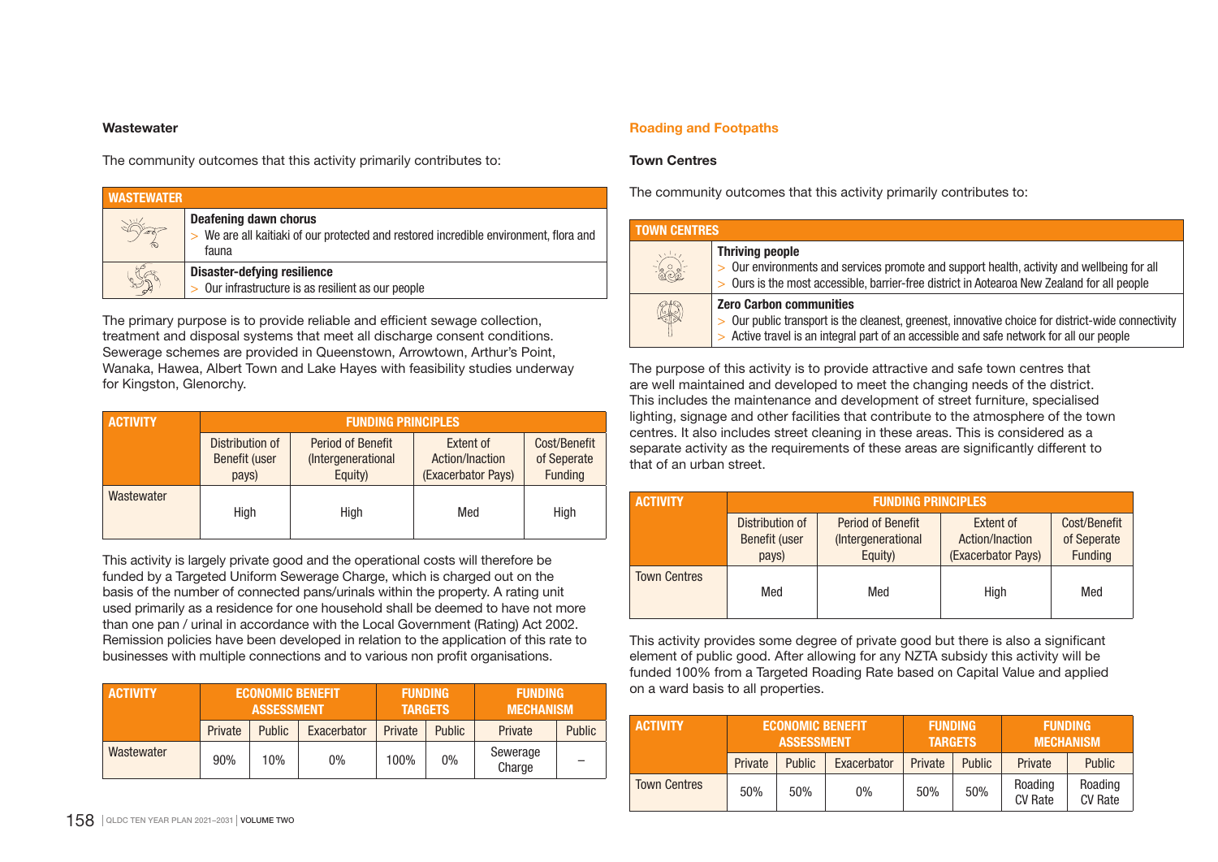### Wastewater

The community outcomes that this activity primarily contributes to:

| WASTEWATER | |
|---|---|
| | **Deafening dawn chorus**<br>> We are all kaitiaki of our protected and restored incredible environment, flora and fauna |
| | **Disaster-defying resilience**<br>> Our infrastructure is as resilient as our people |

The primary purpose is to provide reliable and efficient sewage collection, treatment and disposal systems that meet all discharge consent conditions. Sewerage schemes are provided in Queenstown, Arrowtown, Arthur's Point, Wanaka, Hawea, Albert Town and Lake Hayes with feasibility studies underway for Kingston, Glenorchy.

| ACTIVITY | FUNDING PRINCIPLES | | | |
|---|---|---|---|---|
| | Distribution of Benefit (user pays) | Period of Benefit (Intergenerational Equity) | Extent of Action/Inaction (Exacerbator Pays) | Cost/Benefit of Seperate Funding |
| Wastewater | High | High | Med | High |

This activity is largely private good and the operational costs will therefore be funded by a Targeted Uniform Sewerage Charge, which is charged out on the basis of the number of connected pans/urinals within the property. A rating unit used primarily as a residence for one household shall be deemed to have not more than one pan / urinal in accordance with the Local Government (Rating) Act 2002. Remission policies have been developed in relation to the application of this rate to businesses with multiple connections and to various non profit organisations.

| ACTIVITY | ECONOMIC BENEFIT ASSESSMENT | | | FUNDING TARGETS | | FUNDING MECHANISM | |
|---|---|---|---|---|---|---|---|
| | Private | Public | Exacerbator | Private | Public | Private | Public |
| Wastewater | 90% | 10% | 0% | 100% | 0% | Sewerage Charge | – |

## Roading and Footpaths

### Town Centres

The community outcomes that this activity primarily contributes to:

| TOWN CENTRES | |
|---|---|
| | **Thriving people**<br>> Our environments and services promote and support health, activity and wellbeing for all<br>> Ours is the most accessible, barrier-free district in Aotearoa New Zealand for all people |
| | **Zero Carbon communities**<br>> Our public transport is the cleanest, greenest, innovative choice for district-wide connectivity<br>> Active travel is an integral part of an accessible and safe network for all our people |

The purpose of this activity is to provide attractive and safe town centres that are well maintained and developed to meet the changing needs of the district. This includes the maintenance and development of street furniture, specialised lighting, signage and other facilities that contribute to the atmosphere of the town centres. It also includes street cleaning in these areas. This is considered as a separate activity as the requirements of these areas are significantly different to that of an urban street.

| ACTIVITY | FUNDING PRINCIPLES | | | |
|---|---|---|---|---|
| | Distribution of Benefit (user pays) | Period of Benefit (Intergenerational Equity) | Extent of Action/Inaction (Exacerbator Pays) | Cost/Benefit of Seperate Funding |
| Town Centres | Med | Med | High | Med |

This activity provides some degree of private good but there is also a significant element of public good. After allowing for any NZTA subsidy this activity will be funded 100% from a Targeted Roading Rate based on Capital Value and applied on a ward basis to all properties.

| ACTIVITY | ECONOMIC BENEFIT ASSESSMENT | | | FUNDING TARGETS | | FUNDING MECHANISM | |
|---|---|---|---|---|---|---|---|
| | Private | Public | Exacerbator | Private | Public | Private | Public |
| Town Centres | 50% | 50% | 0% | 50% | 50% | Roading CV Rate | Roading CV Rate |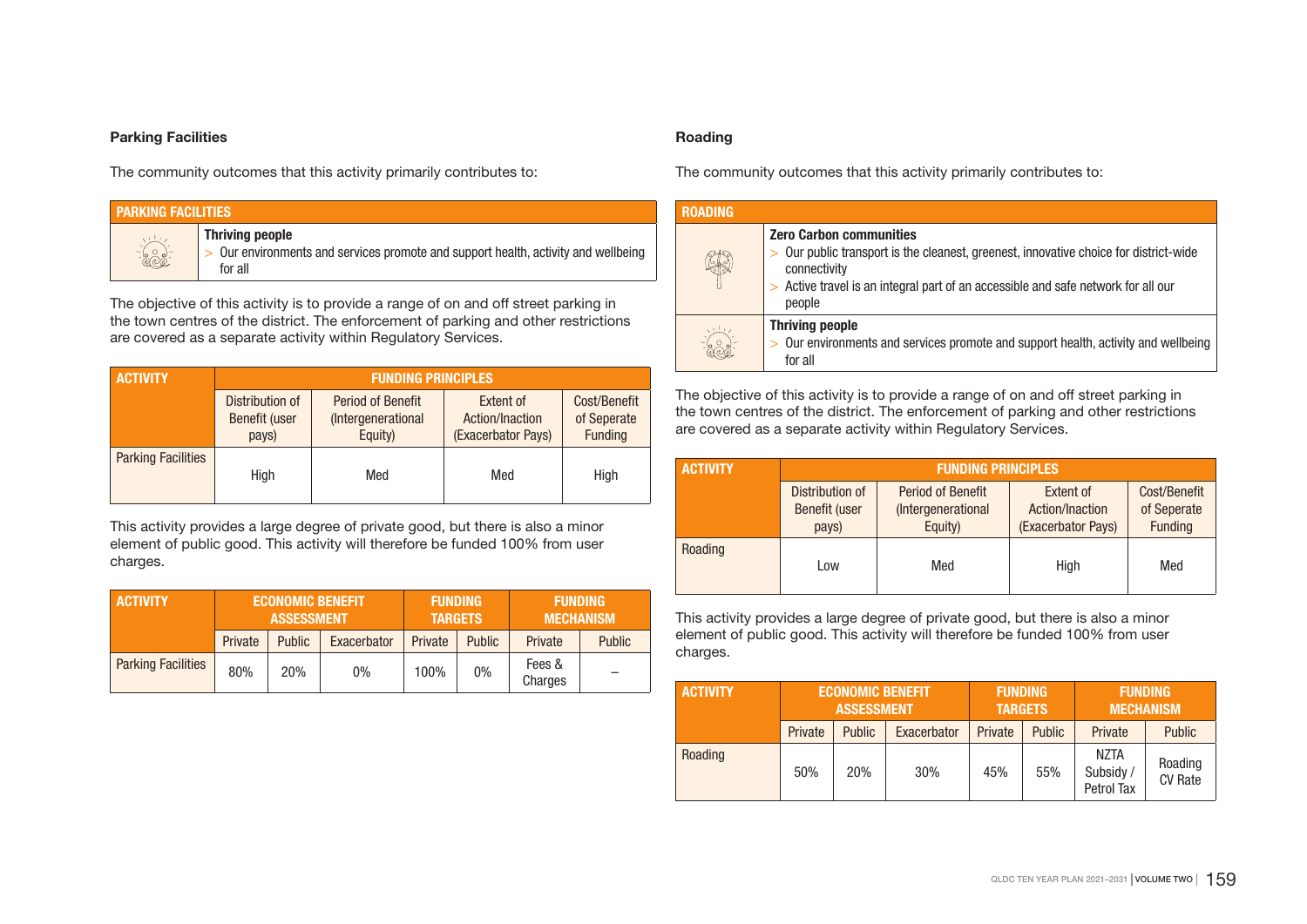### Parking Facilities

The community outcomes that this activity primarily contributes to:

| PARKING FACILITIES | |
|---|---|
| | **Thriving people**<br>> Our environments and services promote and support health, activity and wellbeing for all |

The objective of this activity is to provide a range of on and off street parking in the town centres of the district. The enforcement of parking and other restrictions are covered as a separate activity within Regulatory Services.

| ACTIVITY | FUNDING PRINCIPLES | | | |
|---|---|---|---|---|
| | Distribution of Benefit (user pays) | Period of Benefit (Intergenerational Equity) | Extent of Action/Inaction (Exacerbator Pays) | Cost/Benefit of Seperate Funding |
| Parking Facilities | High | Med | Med | High |

This activity provides a large degree of private good, but there is also a minor element of public good. This activity will therefore be funded 100% from user charges.

| ACTIVITY | ECONOMIC BENEFIT ASSESSMENT | | | FUNDING TARGETS | | FUNDING MECHANISM | |
|---|---|---|---|---|---|---|---|
| | Private | Public | Exacerbator | Private | Public | Private | Public |
| Parking Facilities | 80% | 20% | 0% | 100% | 0% | Fees & Charges | – |

### Roading

The community outcomes that this activity primarily contributes to:

| ROADING | |
|---|---|
| | **Zero Carbon communities**<br>> Our public transport is the cleanest, greenest, innovative choice for district-wide connectivity<br>> Active travel is an integral part of an accessible and safe network for all our people |
| | **Thriving people**<br>> Our environments and services promote and support health, activity and wellbeing for all |

The objective of this activity is to provide a range of on and off street parking in the town centres of the district. The enforcement of parking and other restrictions are covered as a separate activity within Regulatory Services.

| ACTIVITY | FUNDING PRINCIPLES | | | |
|---|---|---|---|---|
| | Distribution of Benefit (user pays) | Period of Benefit (Intergenerational Equity) | Extent of Action/Inaction (Exacerbator Pays) | Cost/Benefit of Seperate Funding |
| Roading | Low | Med | High | Med |

This activity provides a large degree of private good, but there is also a minor element of public good. This activity will therefore be funded 100% from user charges.

| ACTIVITY | ECONOMIC BENEFIT ASSESSMENT | | | FUNDING TARGETS | | FUNDING MECHANISM | |
|---|---|---|---|---|---|---|---|
| | Private | Public | Exacerbator | Private | Public | Private | Public |
| Roading | 50% | 20% | 30% | 45% | 55% | NZTA Subsidy / Petrol Tax | Roading CV Rate |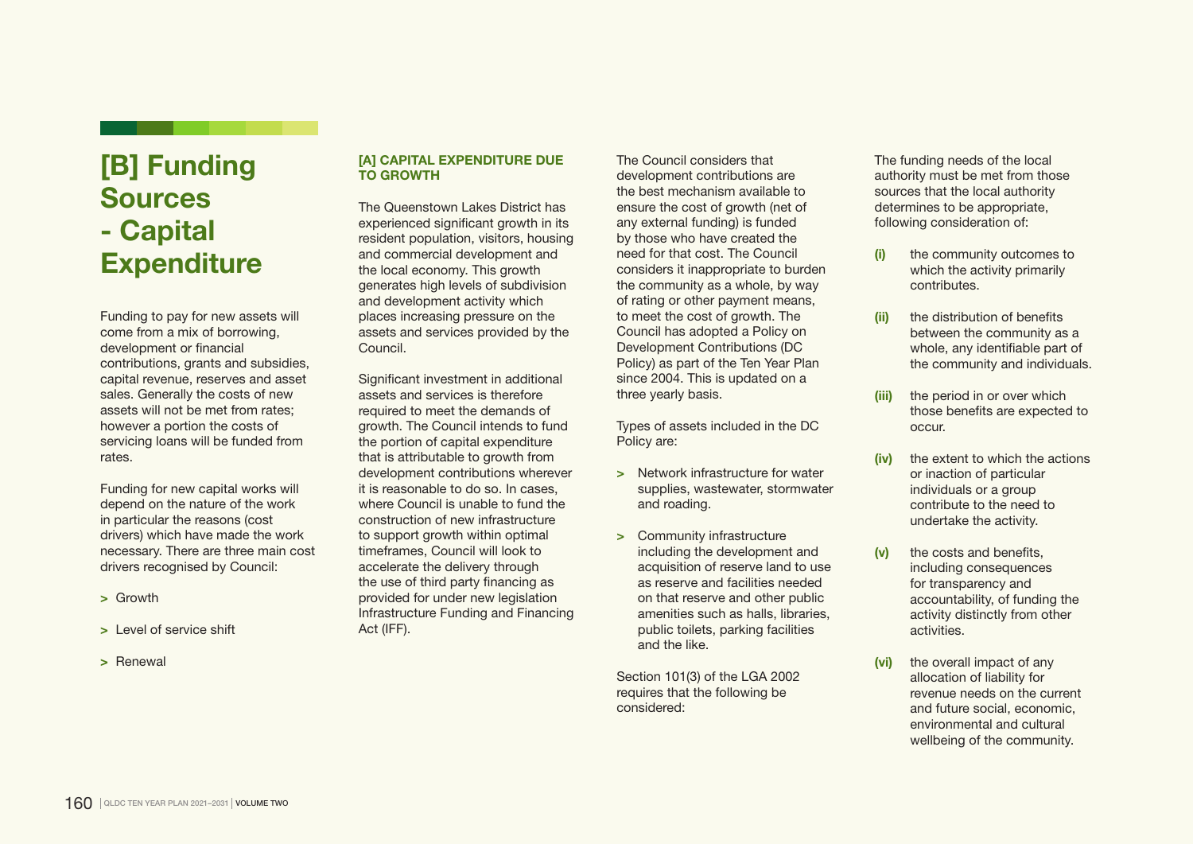# [B] Funding Sources - Capital Expenditure

Funding to pay for new assets will come from a mix of borrowing, development or financial contributions, grants and subsidies, capital revenue, reserves and asset sales. Generally the costs of new assets will not be met from rates; however a portion the costs of servicing loans will be funded from rates.

Funding for new capital works will depend on the nature of the work in particular the reasons (cost drivers) which have made the work necessary. There are three main cost drivers recognised by Council:

- Growth
- Level of service shift
- Renewal

### [A] CAPITAL EXPENDITURE DUE TO GROWTH

The Queenstown Lakes District has experienced significant growth in its resident population, visitors, housing and commercial development and the local economy. This growth generates high levels of subdivision and development activity which places increasing pressure on the assets and services provided by the Council.

Significant investment in additional assets and services is therefore required to meet the demands of growth. The Council intends to fund the portion of capital expenditure that is attributable to growth from development contributions wherever it is reasonable to do so. In cases, where Council is unable to fund the construction of new infrastructure to support growth within optimal timeframes, Council will look to accelerate the delivery through the use of third party financing as provided for under new legislation Infrastructure Funding and Financing Act (IFF).

The Council considers that development contributions are the best mechanism available to ensure the cost of growth (net of any external funding) is funded by those who have created the need for that cost. The Council considers it inappropriate to burden the community as a whole, by way of rating or other payment means, to meet the cost of growth. The Council has adopted a Policy on Development Contributions (DC Policy) as part of the Ten Year Plan since 2004. This is updated on a three yearly basis.

Types of assets included in the DC Policy are:

- Network infrastructure for water supplies, wastewater, stormwater and roading.
- Community infrastructure including the development and acquisition of reserve land to use as reserve and facilities needed on that reserve and other public amenities such as halls, libraries, public toilets, parking facilities and the like.

Section 101(3) of the LGA 2002 requires that the following be considered:

The funding needs of the local authority must be met from those sources that the local authority determines to be appropriate, following consideration of:

- **(i)** the community outcomes to which the activity primarily contributes.
- **(ii)** the distribution of benefits between the community as a whole, any identifiable part of the community and individuals.
- **(iii)** the period in or over which those benefits are expected to occur.
- **(iv)** the extent to which the actions or inaction of particular individuals or a group contribute to the need to undertake the activity.
- **(v)** the costs and benefits, including consequences for transparency and accountability, of funding the activity distinctly from other activities.
- **(vi)** the overall impact of any allocation of liability for revenue needs on the current and future social, economic, environmental and cultural wellbeing of the community.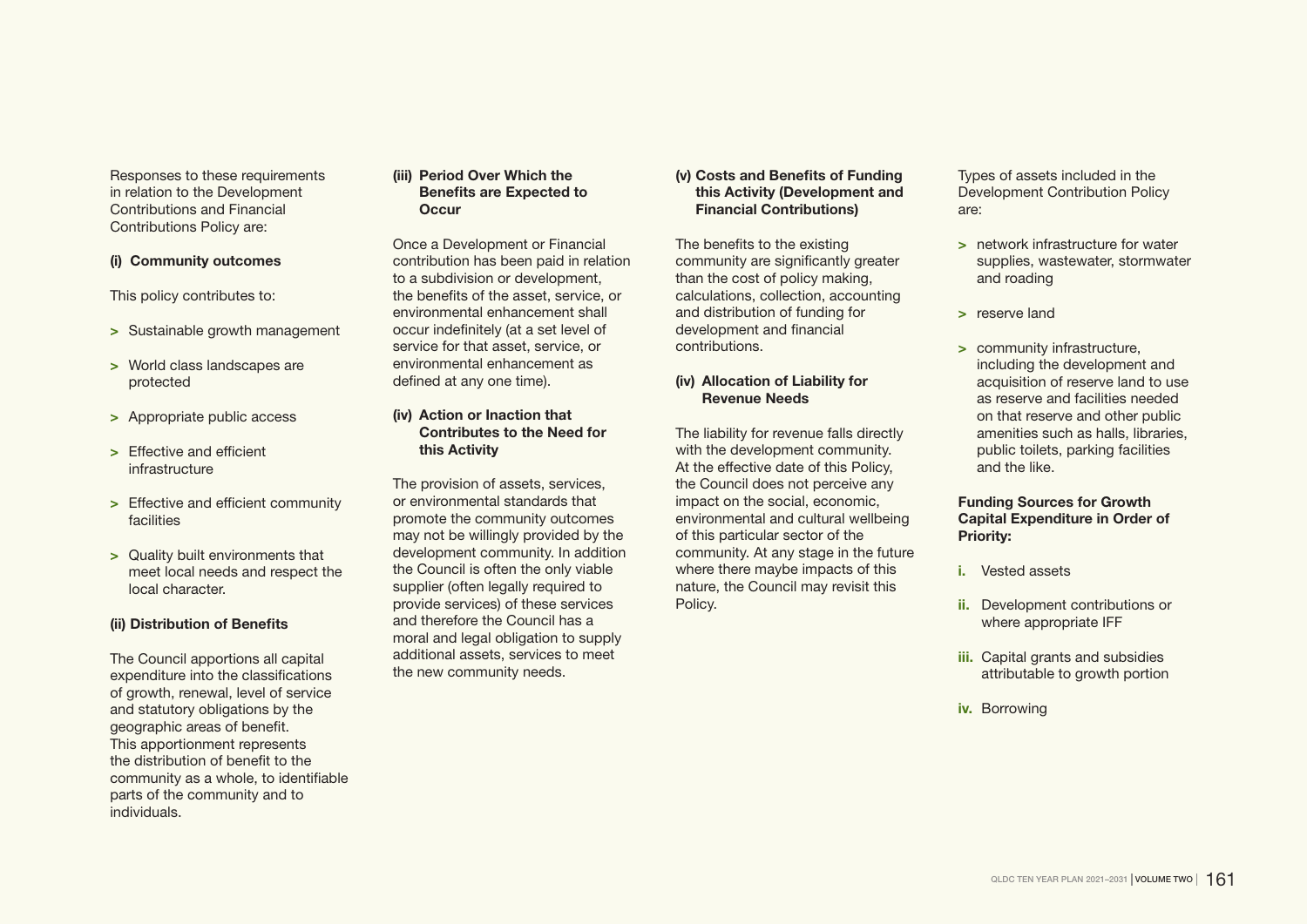Responses to these requirements in relation to the Development Contributions and Financial Contributions Policy are:

**(i) Community outcomes**

This policy contributes to:

- Sustainable growth management
- World class landscapes are protected
- Appropriate public access
- Effective and efficient infrastructure
- Effective and efficient community facilities
- Quality built environments that meet local needs and respect the local character.

**(ii) Distribution of Benefits**

The Council apportions all capital expenditure into the classifications of growth, renewal, level of service and statutory obligations by the geographic areas of benefit. This apportionment represents the distribution of benefit to the community as a whole, to identifiable parts of the community and to individuals.

**(iii) Period Over Which the Benefits are Expected to Occur**

Once a Development or Financial contribution has been paid in relation to a subdivision or development, the benefits of the asset, service, or environmental enhancement shall occur indefinitely (at a set level of service for that asset, service, or environmental enhancement as defined at any one time).

**(iv) Action or Inaction that Contributes to the Need for this Activity**

The provision of assets, services, or environmental standards that promote the community outcomes may not be willingly provided by the development community. In addition the Council is often the only viable supplier (often legally required to provide services) of these services and therefore the Council has a moral and legal obligation to supply additional assets, services to meet the new community needs.

**(v) Costs and Benefits of Funding this Activity (Development and Financial Contributions)**

The benefits to the existing community are significantly greater than the cost of policy making, calculations, collection, accounting and distribution of funding for development and financial contributions.

**(iv) Allocation of Liability for Revenue Needs**

The liability for revenue falls directly with the development community. At the effective date of this Policy, the Council does not perceive any impact on the social, economic, environmental and cultural wellbeing of this particular sector of the community. At any stage in the future where there maybe impacts of this nature, the Council may revisit this Policy.

Types of assets included in the Development Contribution Policy are:

- network infrastructure for water supplies, wastewater, stormwater and roading
- reserve land
- community infrastructure, including the development and acquisition of reserve land to use as reserve and facilities needed on that reserve and other public amenities such as halls, libraries, public toilets, parking facilities and the like.

**Funding Sources for Growth Capital Expenditure in Order of Priority:**

i. Vested assets
ii. Development contributions or where appropriate IFF
iii. Capital grants and subsidies attributable to growth portion
iv. Borrowing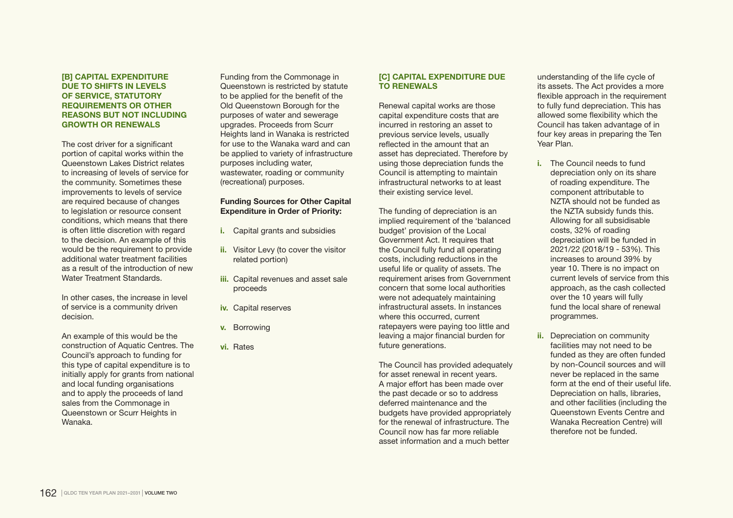### [B] CAPITAL EXPENDITURE DUE TO SHIFTS IN LEVELS OF SERVICE, STATUTORY REQUIREMENTS OR OTHER REASONS BUT NOT INCLUDING GROWTH OR RENEWALS

The cost driver for a significant portion of capital works within the Queenstown Lakes District relates to increasing of levels of service for the community. Sometimes these improvements to levels of service are required because of changes to legislation or resource consent conditions, which means that there is often little discretion with regard to the decision. An example of this would be the requirement to provide additional water treatment facilities as a result of the introduction of new Water Treatment Standards.

In other cases, the increase in level of service is a community driven decision.

An example of this would be the construction of Aquatic Centres. The Council's approach to funding for this type of capital expenditure is to initially apply for grants from national and local funding organisations and to apply the proceeds of land sales from the Commonage in Queenstown or Scurr Heights in Wanaka.

Funding from the Commonage in Queenstown is restricted by statute to be applied for the benefit of the Old Queenstown Borough for the purposes of water and sewerage upgrades. Proceeds from Scurr Heights land in Wanaka is restricted for use to the Wanaka ward and can be applied to variety of infrastructure purposes including water, wastewater, roading or community (recreational) purposes.

**Funding Sources for Other Capital Expenditure in Order of Priority:**

i. Capital grants and subsidies
ii. Visitor Levy (to cover the visitor related portion)
iii. Capital revenues and asset sale proceeds
iv. Capital reserves
v. Borrowing
vi. Rates

### [C] CAPITAL EXPENDITURE DUE TO RENEWALS

Renewal capital works are those capital expenditure costs that are incurred in restoring an asset to previous service levels, usually reflected in the amount that an asset has depreciated. Therefore by using those depreciation funds the Council is attempting to maintain infrastructural networks to at least their existing service level.

The funding of depreciation is an implied requirement of the 'balanced budget' provision of the Local Government Act. It requires that the Council fully fund all operating costs, including reductions in the useful life or quality of assets. The requirement arises from Government concern that some local authorities were not adequately maintaining infrastructural assets. In instances where this occurred, current ratepayers were paying too little and leaving a major financial burden for future generations.

The Council has provided adequately for asset renewal in recent years. A major effort has been made over the past decade or so to address deferred maintenance and the budgets have provided appropriately for the renewal of infrastructure. The Council now has far more reliable asset information and a much better understanding of the life cycle of its assets. The Act provides a more flexible approach in the requirement to fully fund depreciation. This has allowed some flexibility which the Council has taken advantage of in four key areas in preparing the Ten Year Plan.

i. The Council needs to fund depreciation only on its share of roading expenditure. The component attributable to NZTA should not be funded as the NZTA subsidy funds this. Allowing for all subsidisable costs, 32% of roading depreciation will be funded in 2021/22 (2018/19 - 53%). This increases to around 39% by year 10. There is no impact on current levels of service from this approach, as the cash collected over the 10 years will fully fund the local share of renewal programmes.

ii. Depreciation on community facilities may not need to be funded as they are often funded by non-Council sources and will never be replaced in the same form at the end of their useful life. Depreciation on halls, libraries, and other facilities (including the Queenstown Events Centre and Wanaka Recreation Centre) will therefore not be funded.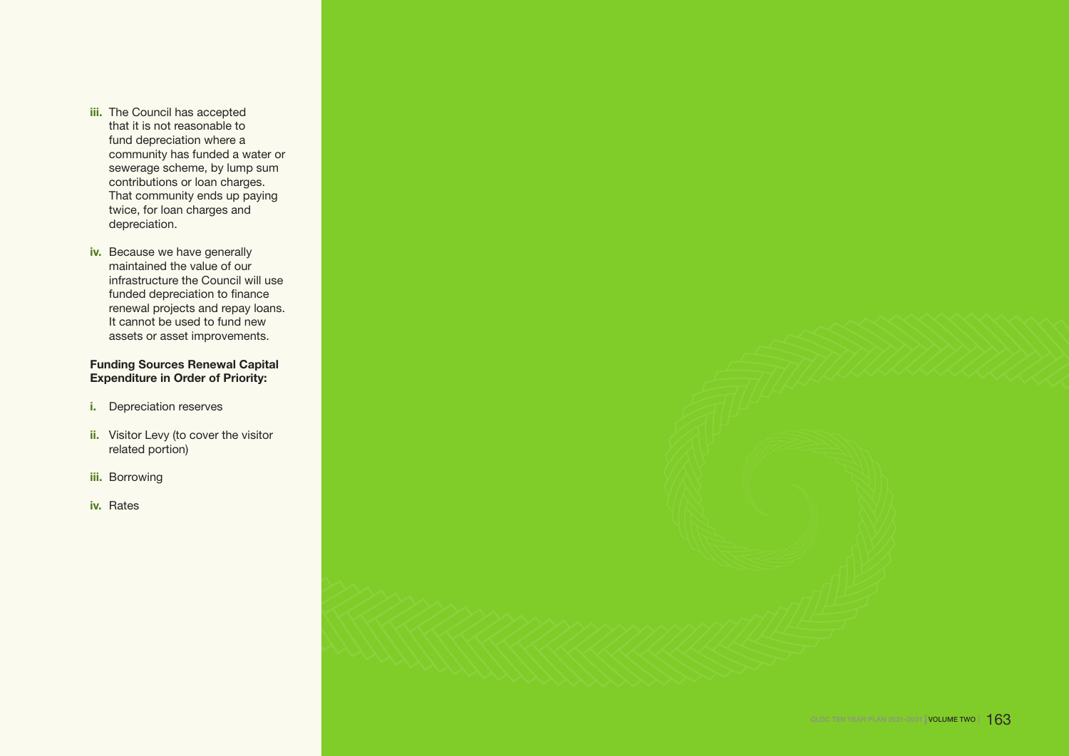iii. The Council has accepted that it is not reasonable to fund depreciation where a community has funded a water or sewerage scheme, by lump sum contributions or loan charges. That community ends up paying twice, for loan charges and depreciation.

iv. Because we have generally maintained the value of our infrastructure the Council will use funded depreciation to finance renewal projects and repay loans. It cannot be used to fund new assets or asset improvements.

**Funding Sources Renewal Capital Expenditure in Order of Priority:**

i. Depreciation reserves

ii. Visitor Levy (to cover the visitor related portion)

iii. Borrowing

iv. Rates